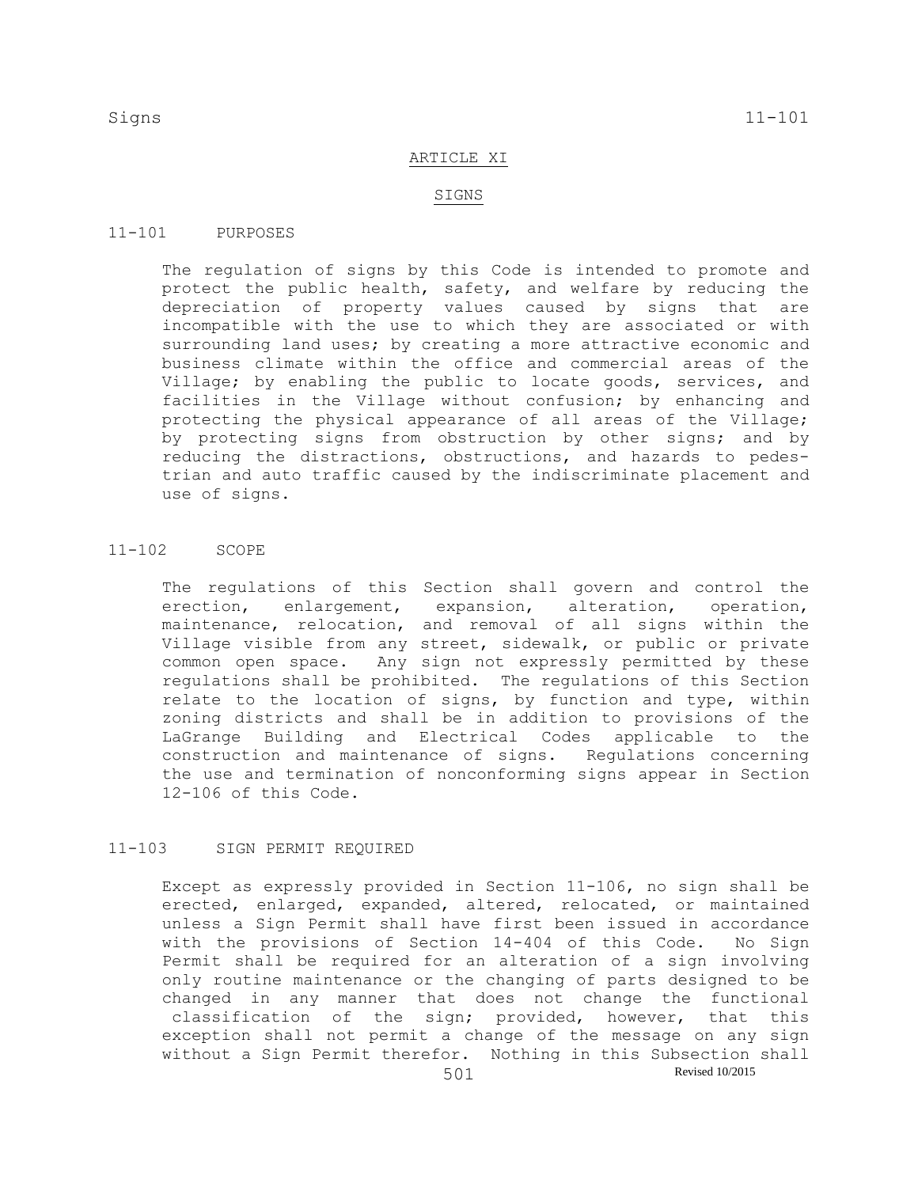# ARTICLE XI

## SIGNS

### 11-101 PURPOSES

The regulation of signs by this Code is intended to promote and protect the public health, safety, and welfare by reducing the depreciation of property values caused by signs that are incompatible with the use to which they are associated or with surrounding land uses; by creating a more attractive economic and business climate within the office and commercial areas of the Village; by enabling the public to locate goods, services, and facilities in the Village without confusion; by enhancing and protecting the physical appearance of all areas of the Village; by protecting signs from obstruction by other signs; and by reducing the distractions, obstructions, and hazards to pedestrian and auto traffic caused by the indiscriminate placement and use of signs.

### 11-102 SCOPE

The regulations of this Section shall govern and control the erection, enlargement, expansion, alteration, operation, maintenance, relocation, and removal of all signs within the Village visible from any street, sidewalk, or public or private common open space. Any sign not expressly permitted by these regulations shall be prohibited. The regulations of this Section relate to the location of signs, by function and type, within zoning districts and shall be in addition to provisions of the LaGrange Building and Electrical Codes applicable to the construction and maintenance of signs. Regulations concerning the use and termination of nonconforming signs appear in Section 12-106 of this Code.

### 11-103 SIGN PERMIT REQUIRED

Except as expressly provided in Section 11-106, no sign shall be erected, enlarged, expanded, altered, relocated, or maintained unless a Sign Permit shall have first been issued in accordance with the provisions of Section 14-404 of this Code. No Sign Permit shall be required for an alteration of a sign involving only routine maintenance or the changing of parts designed to be changed in any manner that does not change the functional classification of the sign; provided, however, that this exception shall not permit a change of the message on any sign without a Sign Permit therefor. Nothing in this Subsection shall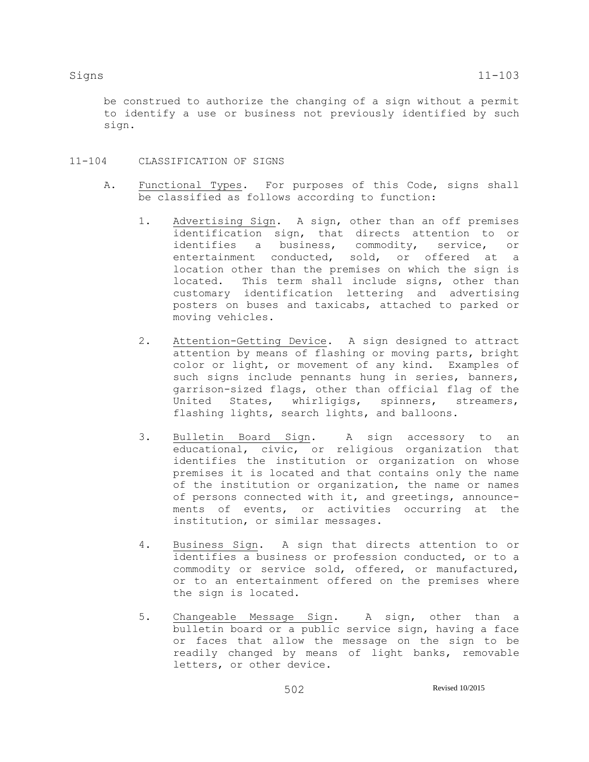be construed to authorize the changing of a sign without a permit to identify a use or business not previously identified by such sign.

## 11-104 CLASSIFICATION OF SIGNS

A. Functional Types. For purposes of this Code, signs shall be classified as follows according to function:

1. Advertising Sign. A sign, other than an off premises identification sign, that directs attention to or identifies a business, commodity, service, or entertainment conducted, sold, or offered at a location other than the premises on which the sign is located. This term shall include signs, other than customary identification lettering and advertising posters on buses and taxicabs, attached to parked or moving vehicles.

2. Attention-Getting Device. A sign designed to attract attention by means of flashing or moving parts, bright color or light, or movement of any kind. Examples of such signs include pennants hung in series, banners, garrison-sized flags, other than official flag of the United States, whirligigs, spinners, streamers, flashing lights, search lights, and balloons.

3. Bulletin Board Sign. A sign accessory to an educational, civic, or religious organization that identifies the institution or organization on whose premises it is located and that contains only the name of the institution or organization, the name or names of persons connected with it, and greetings, announcements of events, or activities occurring at the institution, or similar messages.

4. Business Sign. A sign that directs attention to or identifies a business or profession conducted, or to a commodity or service sold, offered, or manufactured, or to an entertainment offered on the premises where the sign is located.

5. Changeable Message Sign. A sign, other than a bulletin board or a public service sign, having a face or faces that allow the message on the sign to be readily changed by means of light banks, removable letters, or other device.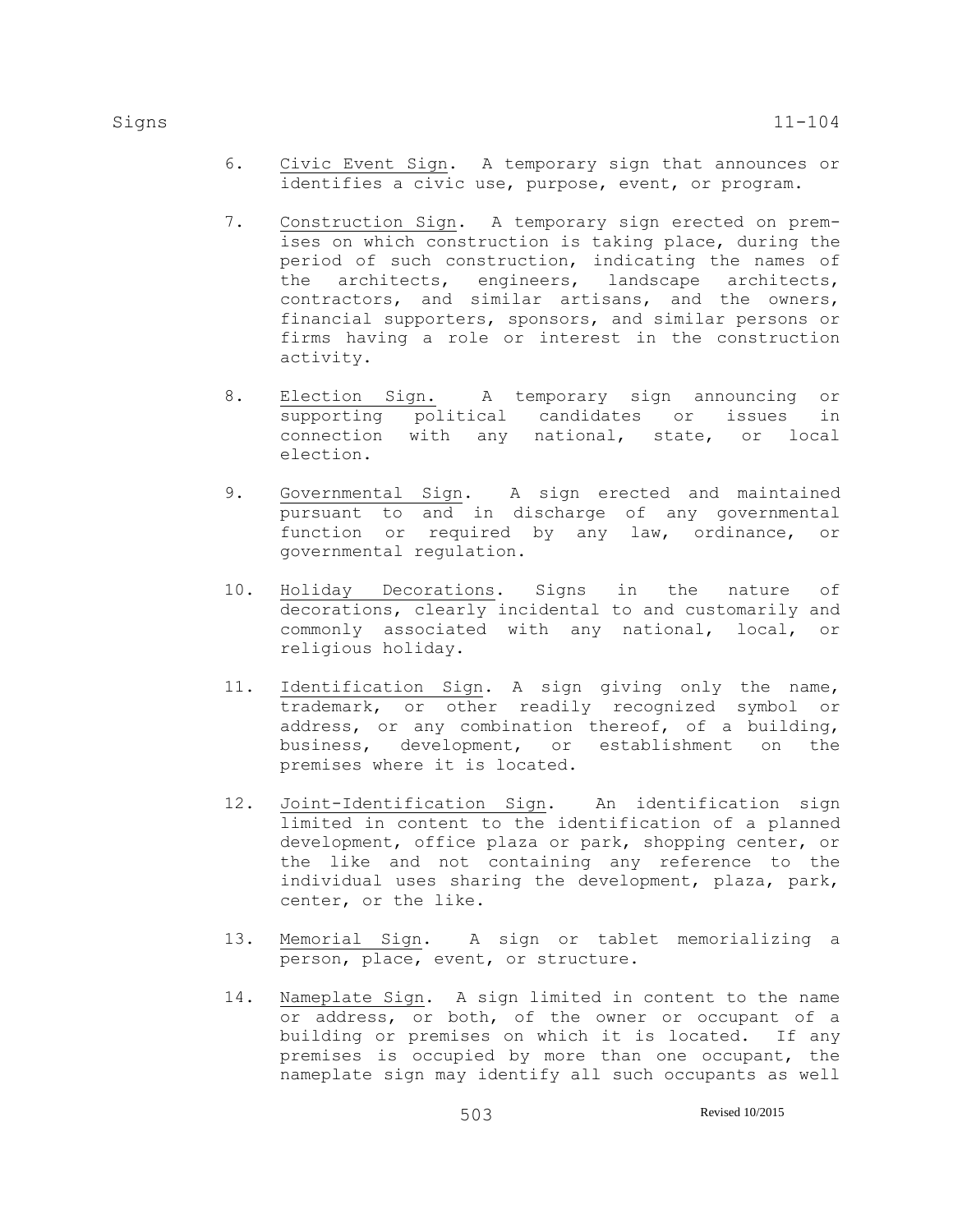6. Civic Event Sign. A temporary sign that announces or identifies a civic use, purpose, event, or program.

7. Construction Sign. A temporary sign erected on premises on which construction is taking place, during the period of such construction, indicating the names of the architects, engineers, landscape architects, contractors, and similar artisans, and the owners, financial supporters, sponsors, and similar persons or firms having a role or interest in the construction activity.

8. Election Sign. A temporary sign announcing or supporting political candidates or issues in connection with any national, state, or local election.

9. Governmental Sign. A sign erected and maintained pursuant to and in discharge of any governmental function or required by any law, ordinance, or governmental regulation.

10. Holiday Decorations. Signs in the nature of decorations, clearly incidental to and customarily and commonly associated with any national, local, or religious holiday.

11. Identification Sign. A sign giving only the name, trademark, or other readily recognized symbol or address, or any combination thereof, of a building, business, development, or establishment on the premises where it is located.

12. Joint-Identification Sign. An identification sign limited in content to the identification of a planned development, office plaza or park, shopping center, or the like and not containing any reference to the individual uses sharing the development, plaza, park, center, or the like.

13. Memorial Sign. A sign or tablet memorializing a person, place, event, or structure.

14. Nameplate Sign. A sign limited in content to the name or address, or both, of the owner or occupant of a building or premises on which it is located. If any premises is occupied by more than one occupant, the nameplate sign may identify all such occupants as well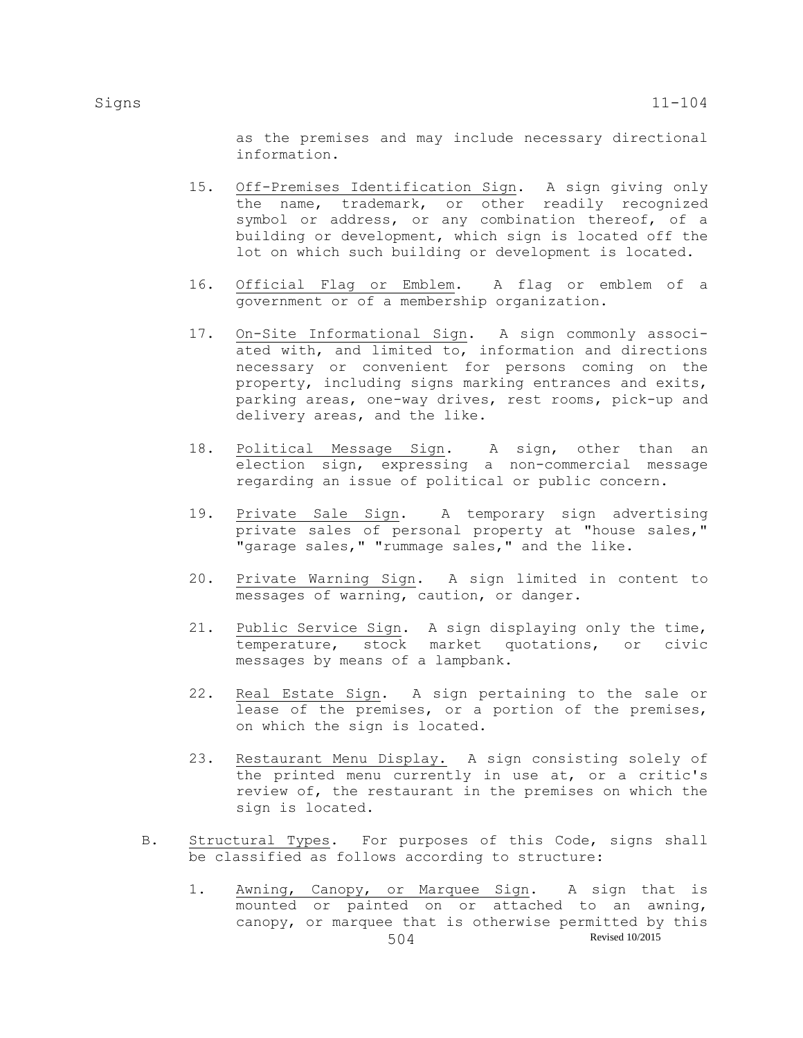as the premises and may include necessary directional information.

15. Off-Premises Identification Sign. A sign giving only the name, trademark, or other readily recognized symbol or address, or any combination thereof, of a building or development, which sign is located off the lot on which such building or development is located.

16. Official Flag or Emblem. A flag or emblem of a government or of a membership organization.

17. On-Site Informational Sign. A sign commonly associated with, and limited to, information and directions necessary or convenient for persons coming on the property, including signs marking entrances and exits, parking areas, one-way drives, rest rooms, pick-up and delivery areas, and the like.

18. Political Message Sign. A sign, other than an election sign, expressing a non-commercial message regarding an issue of political or public concern.

19. Private Sale Sign. A temporary sign advertising private sales of personal property at "house sales," "garage sales," "rummage sales," and the like.

20. Private Warning Sign. A sign limited in content to messages of warning, caution, or danger.

21. Public Service Sign. A sign displaying only the time, temperature, stock market quotations, or civic messages by means of a lampbank.

22. Real Estate Sign. A sign pertaining to the sale or lease of the premises, or a portion of the premises, on which the sign is located.

23. Restaurant Menu Display. A sign consisting solely of the printed menu currently in use at, or a critic's review of, the restaurant in the premises on which the sign is located.

B. Structural Types. For purposes of this Code, signs shall be classified as follows according to structure:

1. Awning, Canopy, or Marquee Sign. A sign that is mounted or painted on or attached to an awning, canopy, or marquee that is otherwise permitted by this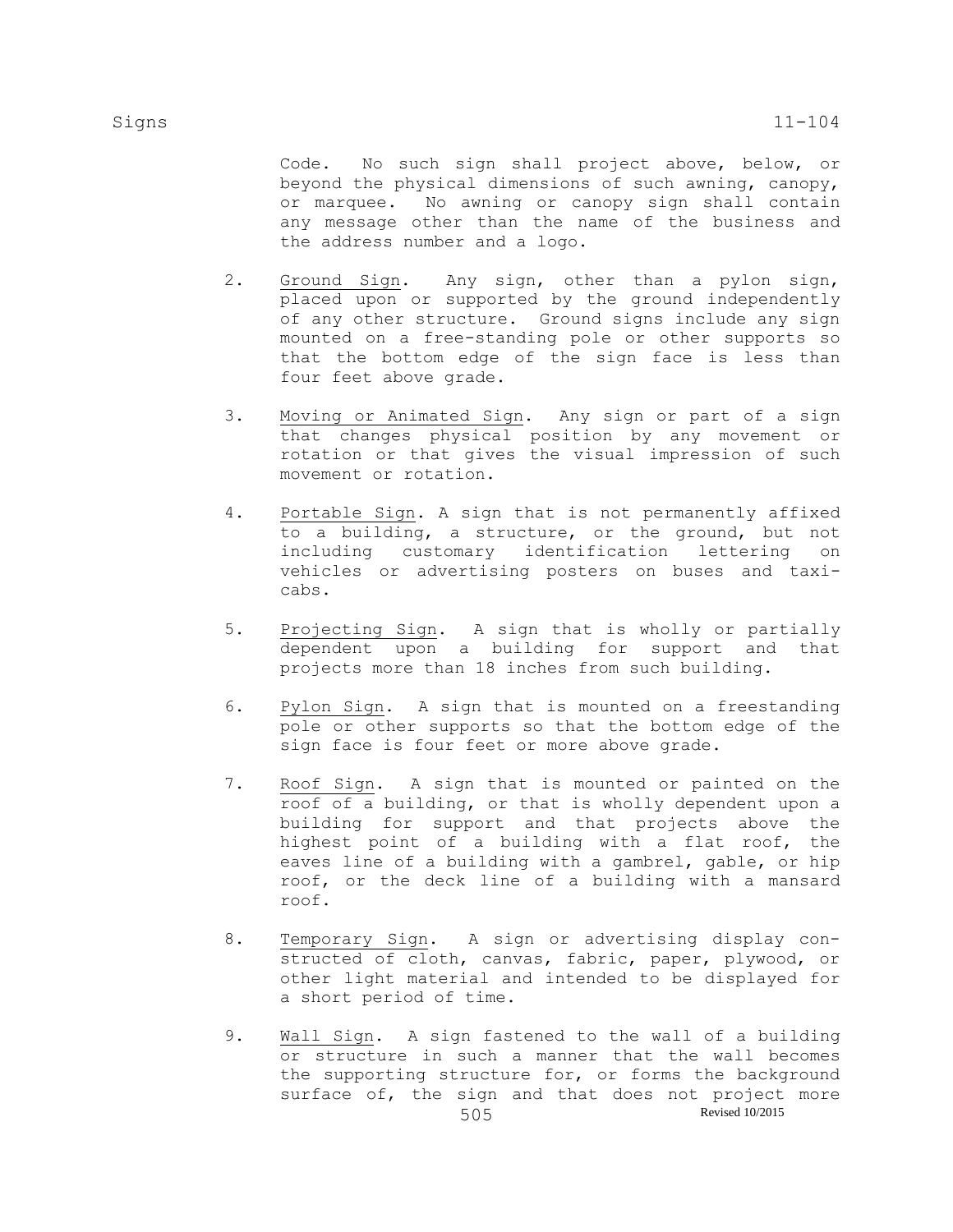Code. No such sign shall project above, below, or beyond the physical dimensions of such awning, canopy, or marquee. No awning or canopy sign shall contain any message other than the name of the business and the address number and a logo.

2. Ground Sign. Any sign, other than a pylon sign, placed upon or supported by the ground independently of any other structure. Ground signs include any sign mounted on a free-standing pole or other supports so that the bottom edge of the sign face is less than four feet above grade.

3. Moving or Animated Sign. Any sign or part of a sign that changes physical position by any movement or rotation or that gives the visual impression of such movement or rotation.

4. Portable Sign. A sign that is not permanently affixed to a building, a structure, or the ground, but not including customary identification lettering on vehicles or advertising posters on buses and taxicabs.

5. Projecting Sign. A sign that is wholly or partially dependent upon a building for support and that projects more than 18 inches from such building.

6. Pylon Sign. A sign that is mounted on a freestanding pole or other supports so that the bottom edge of the sign face is four feet or more above grade.

7. Roof Sign. A sign that is mounted or painted on the roof of a building, or that is wholly dependent upon a building for support and that projects above the highest point of a building with a flat roof, the eaves line of a building with a gambrel, gable, or hip roof, or the deck line of a building with a mansard roof.

8. Temporary Sign. A sign or advertising display constructed of cloth, canvas, fabric, paper, plywood, or other light material and intended to be displayed for a short period of time.

9. Wall Sign. A sign fastened to the wall of a building or structure in such a manner that the wall becomes the supporting structure for, or forms the background surface of, the sign and that does not project more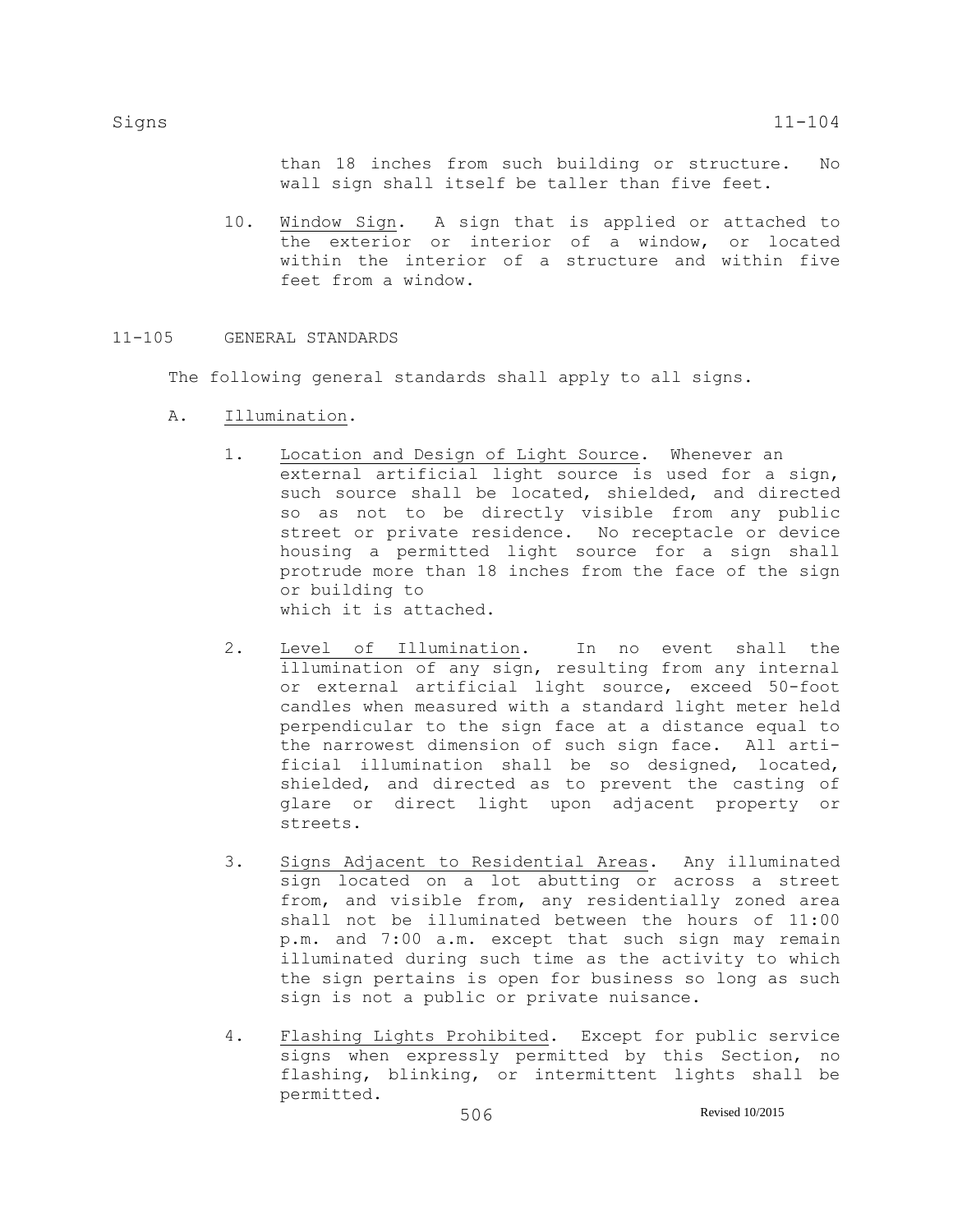than 18 inches from such building or structure. No wall sign shall itself be taller than five feet.

10. Window Sign. A sign that is applied or attached to the exterior or interior of a window, or located within the interior of a structure and within five feet from a window.

## 11-105 GENERAL STANDARDS

The following general standards shall apply to all signs.

A. Illumination.

1. Location and Design of Light Source. Whenever an external artificial light source is used for a sign, such source shall be located, shielded, and directed so as not to be directly visible from any public street or private residence. No receptacle or device housing a permitted light source for a sign shall protrude more than 18 inches from the face of the sign or building to which it is attached.

2. Level of Illumination. In no event shall the illumination of any sign, resulting from any internal or external artificial light source, exceed 50-foot candles when measured with a standard light meter held perpendicular to the sign face at a distance equal to the narrowest dimension of such sign face. All artificial illumination shall be so designed, located, shielded, and directed as to prevent the casting of glare or direct light upon adjacent property or streets.

3. Signs Adjacent to Residential Areas. Any illuminated sign located on a lot abutting or across a street from, and visible from, any residentially zoned area shall not be illuminated between the hours of 11:00 p.m. and 7:00 a.m. except that such sign may remain illuminated during such time as the activity to which the sign pertains is open for business so long as such sign is not a public or private nuisance.

4. Flashing Lights Prohibited. Except for public service signs when expressly permitted by this Section, no flashing, blinking, or intermittent lights shall be permitted.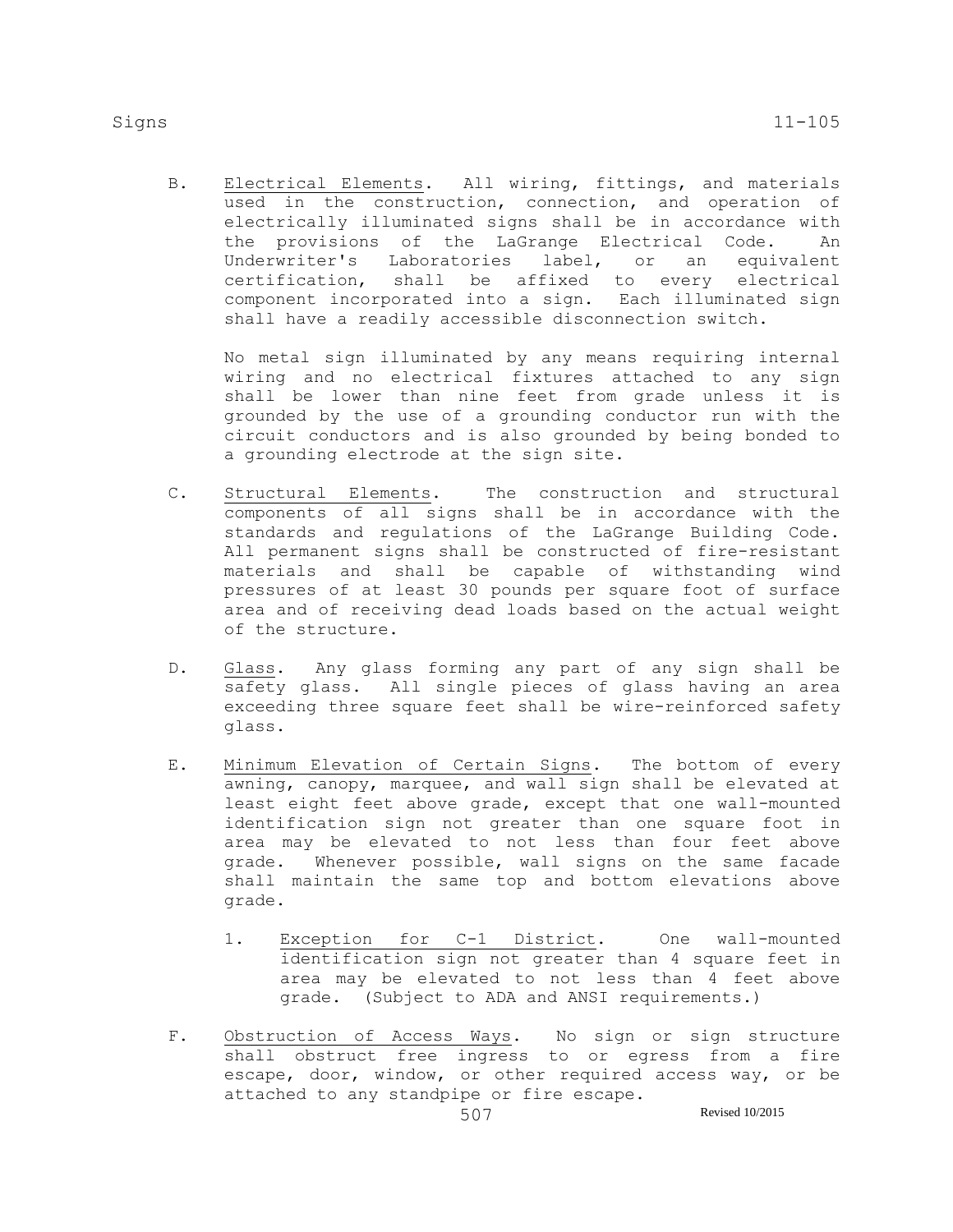B. Electrical Elements. All wiring, fittings, and materials used in the construction, connection, and operation of electrically illuminated signs shall be in accordance with the provisions of the LaGrange Electrical Code. An Underwriter's Laboratories label, or an equivalent certification, shall be affixed to every electrical component incorporated into a sign. Each illuminated sign shall have a readily accessible disconnection switch.

   No metal sign illuminated by any means requiring internal wiring and no electrical fixtures attached to any sign shall be lower than nine feet from grade unless it is grounded by the use of a grounding conductor run with the circuit conductors and is also grounded by being bonded to a grounding electrode at the sign site.

C. Structural Elements. The construction and structural components of all signs shall be in accordance with the standards and regulations of the LaGrange Building Code. All permanent signs shall be constructed of fire-resistant materials and shall be capable of withstanding wind pressures of at least 30 pounds per square foot of surface area and of receiving dead loads based on the actual weight of the structure.

D. Glass. Any glass forming any part of any sign shall be safety glass. All single pieces of glass having an area exceeding three square feet shall be wire-reinforced safety glass.

E. Minimum Elevation of Certain Signs. The bottom of every awning, canopy, marquee, and wall sign shall be elevated at least eight feet above grade, except that one wall-mounted identification sign not greater than one square foot in area may be elevated to not less than four feet above grade. Whenever possible, wall signs on the same facade shall maintain the same top and bottom elevations above grade.

   1. Exception for C-1 District. One wall-mounted identification sign not greater than 4 square feet in area may be elevated to not less than 4 feet above grade. (Subject to ADA and ANSI requirements.)

F. Obstruction of Access Ways. No sign or sign structure shall obstruct free ingress to or egress from a fire escape, door, window, or other required access way, or be attached to any standpipe or fire escape.

Revised 10/2015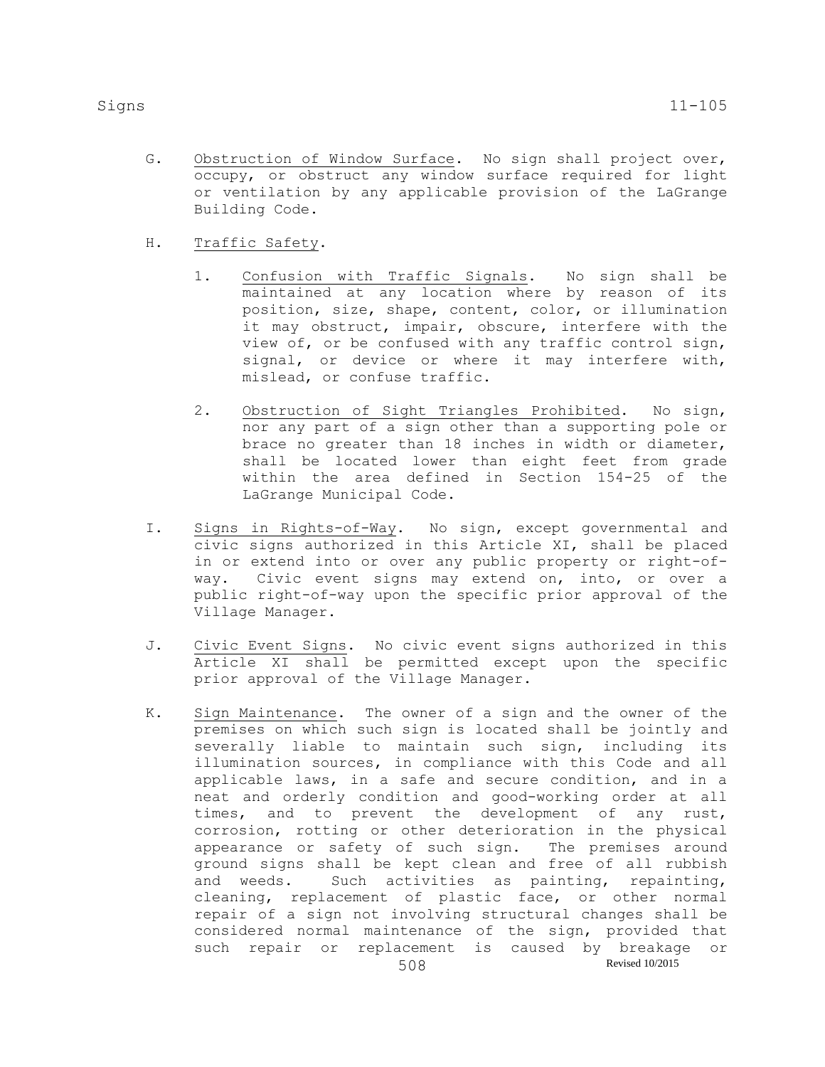G. Obstruction of Window Surface. No sign shall project over, occupy, or obstruct any window surface required for light or ventilation by any applicable provision of the LaGrange Building Code.

H. Traffic Safety.

1. Confusion with Traffic Signals. No sign shall be maintained at any location where by reason of its position, size, shape, content, color, or illumination it may obstruct, impair, obscure, interfere with the view of, or be confused with any traffic control sign, signal, or device or where it may interfere with, mislead, or confuse traffic.

2. Obstruction of Sight Triangles Prohibited. No sign, nor any part of a sign other than a supporting pole or brace no greater than 18 inches in width or diameter, shall be located lower than eight feet from grade within the area defined in Section 154-25 of the LaGrange Municipal Code.

I. Signs in Rights-of-Way. No sign, except governmental and civic signs authorized in this Article XI, shall be placed in or extend into or over any public property or right-of-way. Civic event signs may extend on, into, or over a public right-of-way upon the specific prior approval of the Village Manager.

J. Civic Event Signs. No civic event signs authorized in this Article XI shall be permitted except upon the specific prior approval of the Village Manager.

K. Sign Maintenance. The owner of a sign and the owner of the premises on which such sign is located shall be jointly and severally liable to maintain such sign, including its illumination sources, in compliance with this Code and all applicable laws, in a safe and secure condition, and in a neat and orderly condition and good-working order at all times, and to prevent the development of any rust, corrosion, rotting or other deterioration in the physical appearance or safety of such sign. The premises around ground signs shall be kept clean and free of all rubbish and weeds. Such activities as painting, repainting, cleaning, replacement of plastic face, or other normal repair of a sign not involving structural changes shall be considered normal maintenance of the sign, provided that such repair or replacement is caused by breakage or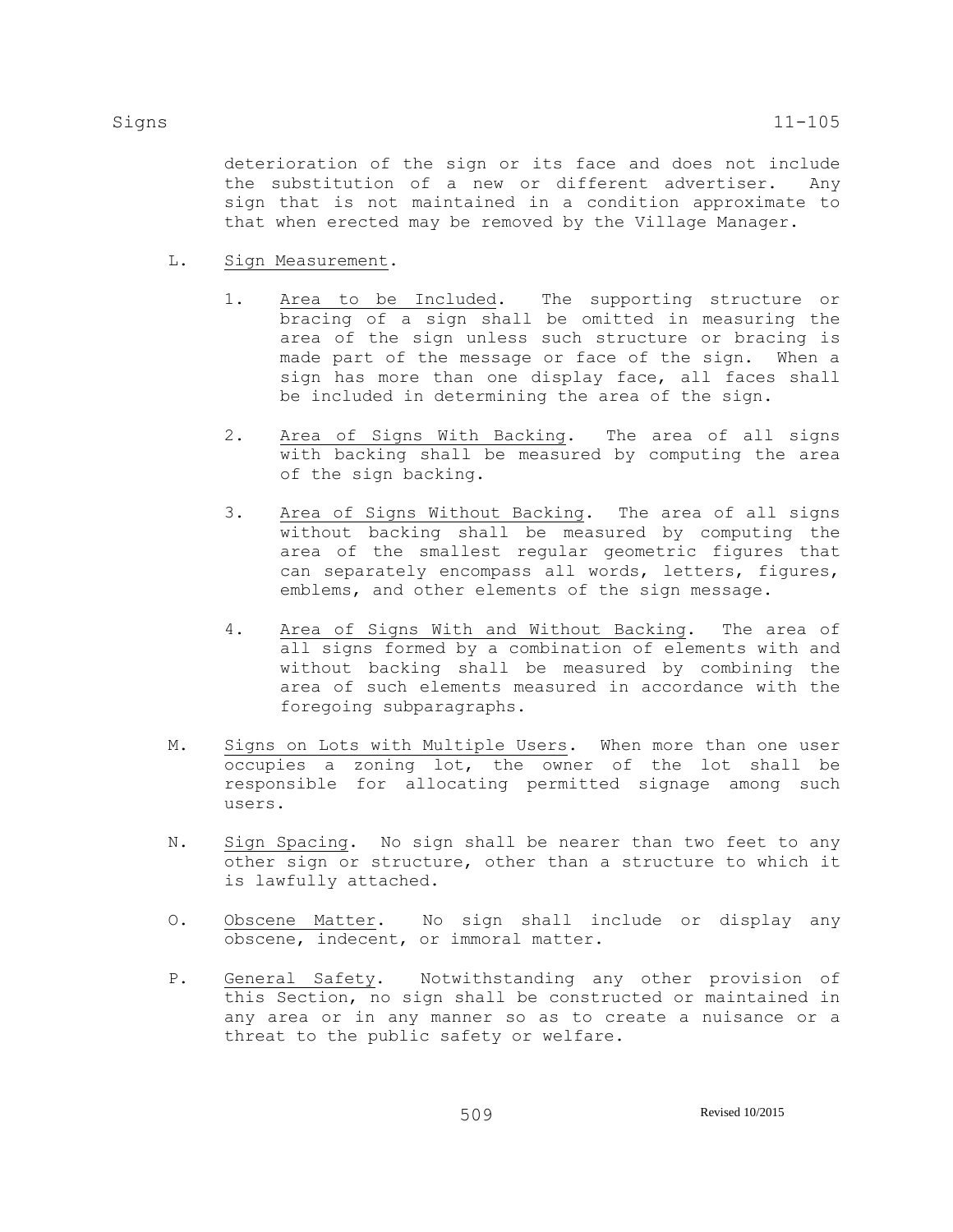deterioration of the sign or its face and does not include the substitution of a new or different advertiser. Any sign that is not maintained in a condition approximate to that when erected may be removed by the Village Manager.

L. Sign Measurement.

1. Area to be Included. The supporting structure or bracing of a sign shall be omitted in measuring the area of the sign unless such structure or bracing is made part of the message or face of the sign. When a sign has more than one display face, all faces shall be included in determining the area of the sign.

2. Area of Signs With Backing. The area of all signs with backing shall be measured by computing the area of the sign backing.

3. Area of Signs Without Backing. The area of all signs without backing shall be measured by computing the area of the smallest regular geometric figures that can separately encompass all words, letters, figures, emblems, and other elements of the sign message.

4. Area of Signs With and Without Backing. The area of all signs formed by a combination of elements with and without backing shall be measured by combining the area of such elements measured in accordance with the foregoing subparagraphs.

M. Signs on Lots with Multiple Users. When more than one user occupies a zoning lot, the owner of the lot shall be responsible for allocating permitted signage among such users.

N. Sign Spacing. No sign shall be nearer than two feet to any other sign or structure, other than a structure to which it is lawfully attached.

O. Obscene Matter. No sign shall include or display any obscene, indecent, or immoral matter.

P. General Safety. Notwithstanding any other provision of this Section, no sign shall be constructed or maintained in any area or in any manner so as to create a nuisance or a threat to the public safety or welfare.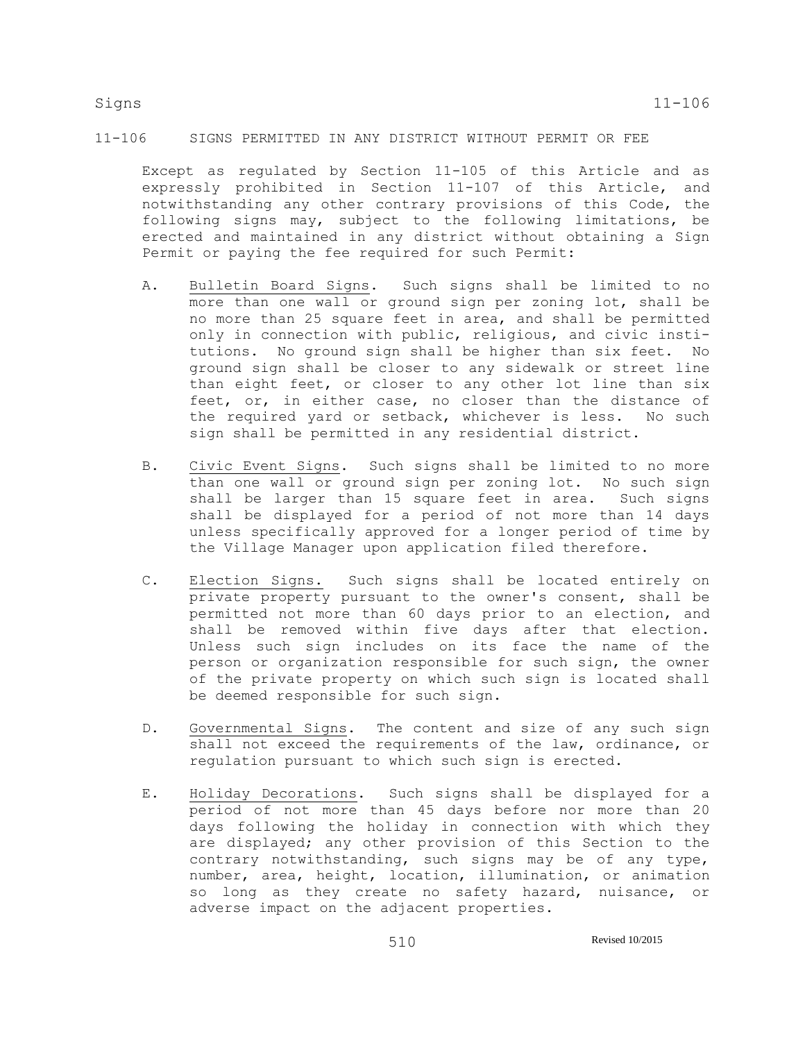## 11-106 SIGNS PERMITTED IN ANY DISTRICT WITHOUT PERMIT OR FEE

Except as regulated by Section 11-105 of this Article and as expressly prohibited in Section 11-107 of this Article, and notwithstanding any other contrary provisions of this Code, the following signs may, subject to the following limitations, be erected and maintained in any district without obtaining a Sign Permit or paying the fee required for such Permit:

A. Bulletin Board Signs. Such signs shall be limited to no more than one wall or ground sign per zoning lot, shall be no more than 25 square feet in area, and shall be permitted only in connection with public, religious, and civic institutions. No ground sign shall be higher than six feet. No ground sign shall be closer to any sidewalk or street line than eight feet, or closer to any other lot line than six feet, or, in either case, no closer than the distance of the required yard or setback, whichever is less. No such sign shall be permitted in any residential district.

B. Civic Event Signs. Such signs shall be limited to no more than one wall or ground sign per zoning lot. No such sign shall be larger than 15 square feet in area. Such signs shall be displayed for a period of not more than 14 days unless specifically approved for a longer period of time by the Village Manager upon application filed therefore.

C. Election Signs. Such signs shall be located entirely on private property pursuant to the owner's consent, shall be permitted not more than 60 days prior to an election, and shall be removed within five days after that election. Unless such sign includes on its face the name of the person or organization responsible for such sign, the owner of the private property on which such sign is located shall be deemed responsible for such sign.

D. Governmental Signs. The content and size of any such sign shall not exceed the requirements of the law, ordinance, or regulation pursuant to which such sign is erected.

E. Holiday Decorations. Such signs shall be displayed for a period of not more than 45 days before nor more than 20 days following the holiday in connection with which they are displayed; any other provision of this Section to the contrary notwithstanding, such signs may be of any type, number, area, height, location, illumination, or animation so long as they create no safety hazard, nuisance, or adverse impact on the adjacent properties.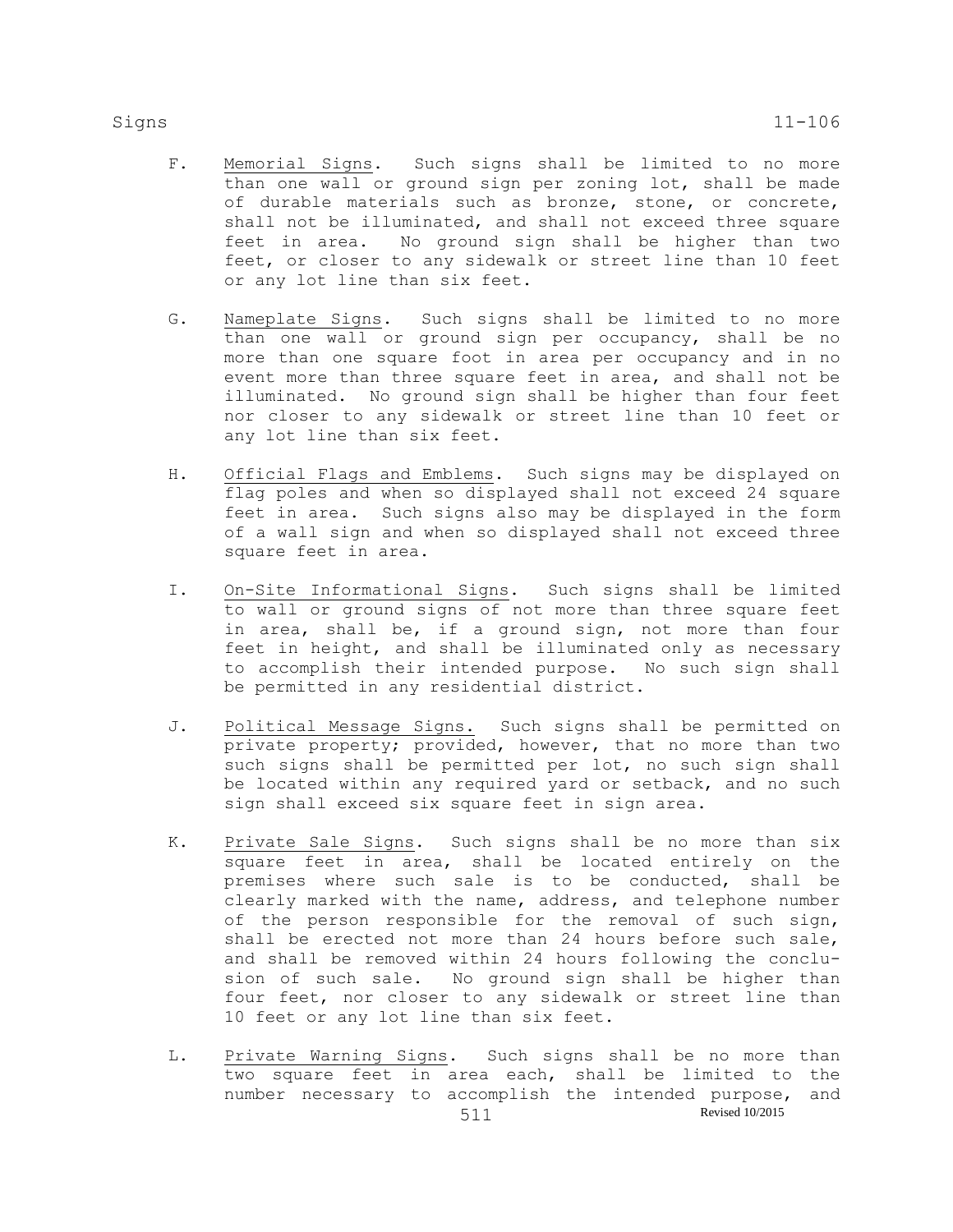F. Memorial Signs. Such signs shall be limited to no more than one wall or ground sign per zoning lot, shall be made of durable materials such as bronze, stone, or concrete, shall not be illuminated, and shall not exceed three square feet in area. No ground sign shall be higher than two feet, or closer to any sidewalk or street line than 10 feet or any lot line than six feet.

G. Nameplate Signs. Such signs shall be limited to no more than one wall or ground sign per occupancy, shall be no more than one square foot in area per occupancy and in no event more than three square feet in area, and shall not be illuminated. No ground sign shall be higher than four feet nor closer to any sidewalk or street line than 10 feet or any lot line than six feet.

H. Official Flags and Emblems. Such signs may be displayed on flag poles and when so displayed shall not exceed 24 square feet in area. Such signs also may be displayed in the form of a wall sign and when so displayed shall not exceed three square feet in area.

I. On-Site Informational Signs. Such signs shall be limited to wall or ground signs of not more than three square feet in area, shall be, if a ground sign, not more than four feet in height, and shall be illuminated only as necessary to accomplish their intended purpose. No such sign shall be permitted in any residential district.

J. Political Message Signs. Such signs shall be permitted on private property; provided, however, that no more than two such signs shall be permitted per lot, no such sign shall be located within any required yard or setback, and no such sign shall exceed six square feet in sign area.

K. Private Sale Signs. Such signs shall be no more than six square feet in area, shall be located entirely on the premises where such sale is to be conducted, shall be clearly marked with the name, address, and telephone number of the person responsible for the removal of such sign, shall be erected not more than 24 hours before such sale, and shall be removed within 24 hours following the conclusion of such sale. No ground sign shall be higher than four feet, nor closer to any sidewalk or street line than 10 feet or any lot line than six feet.

L. Private Warning Signs. Such signs shall be no more than two square feet in area each, shall be limited to the number necessary to accomplish the intended purpose, and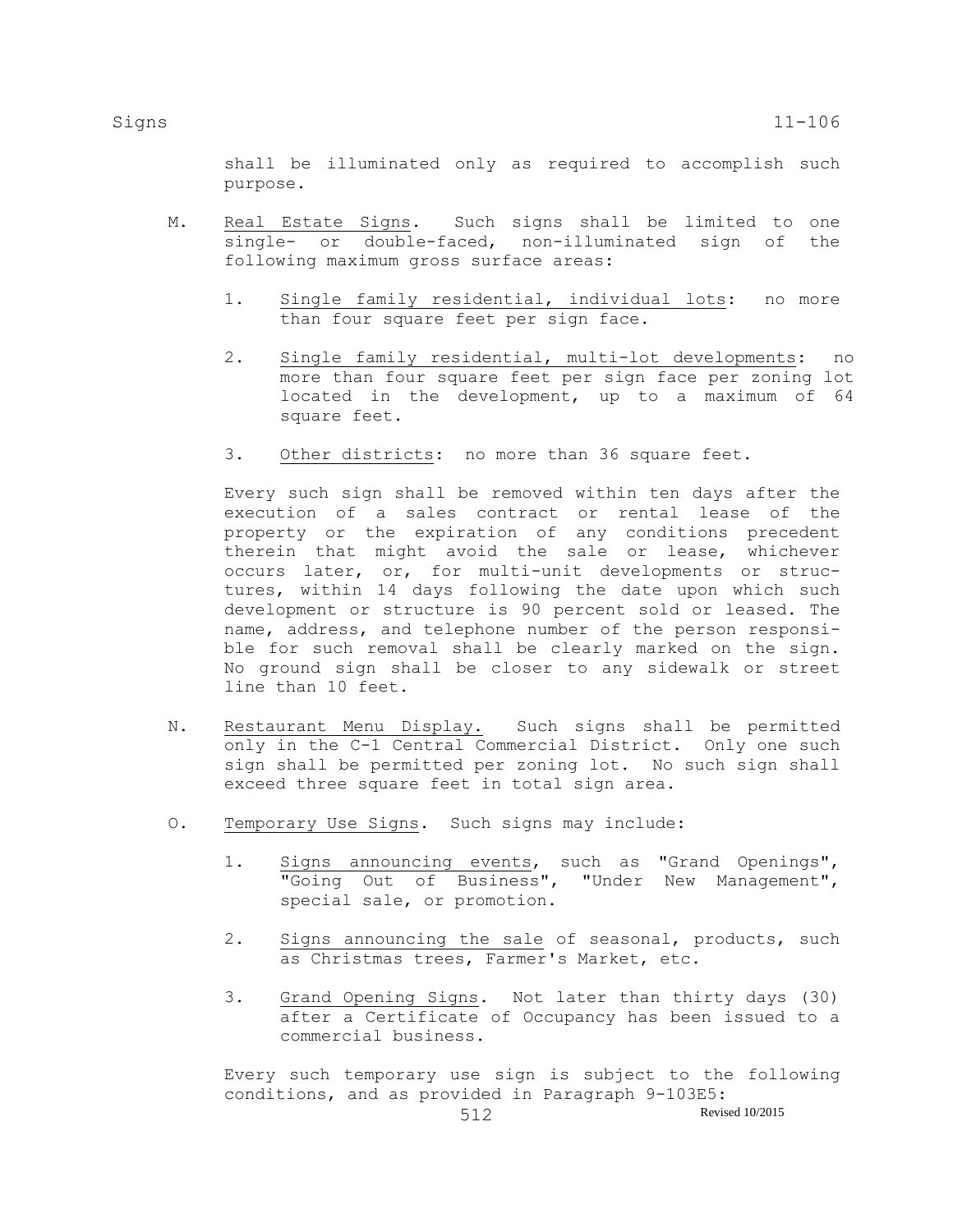shall be illuminated only as required to accomplish such purpose.

M. Real Estate Signs. Such signs shall be limited to one single- or double-faced, non-illuminated sign of the following maximum gross surface areas:

   1. Single family residential, individual lots: no more than four square feet per sign face.

   2. Single family residential, multi-lot developments: no more than four square feet per sign face per zoning lot located in the development, up to a maximum of 64 square feet.

   3. Other districts: no more than 36 square feet.

   Every such sign shall be removed within ten days after the execution of a sales contract or rental lease of the property or the expiration of any conditions precedent therein that might avoid the sale or lease, whichever occurs later, or, for multi-unit developments or structures, within 14 days following the date upon which such development or structure is 90 percent sold or leased. The name, address, and telephone number of the person responsible for such removal shall be clearly marked on the sign. No ground sign shall be closer to any sidewalk or street line than 10 feet.

N. Restaurant Menu Display. Such signs shall be permitted only in the C-1 Central Commercial District. Only one such sign shall be permitted per zoning lot. No such sign shall exceed three square feet in total sign area.

O. Temporary Use Signs. Such signs may include:

   1. Signs announcing events, such as "Grand Openings", "Going Out of Business", "Under New Management", special sale, or promotion.

   2. Signs announcing the sale of seasonal, products, such as Christmas trees, Farmer's Market, etc.

   3. Grand Opening Signs. Not later than thirty days (30) after a Certificate of Occupancy has been issued to a commercial business.

   Every such temporary use sign is subject to the following conditions, and as provided in Paragraph 9-103E5: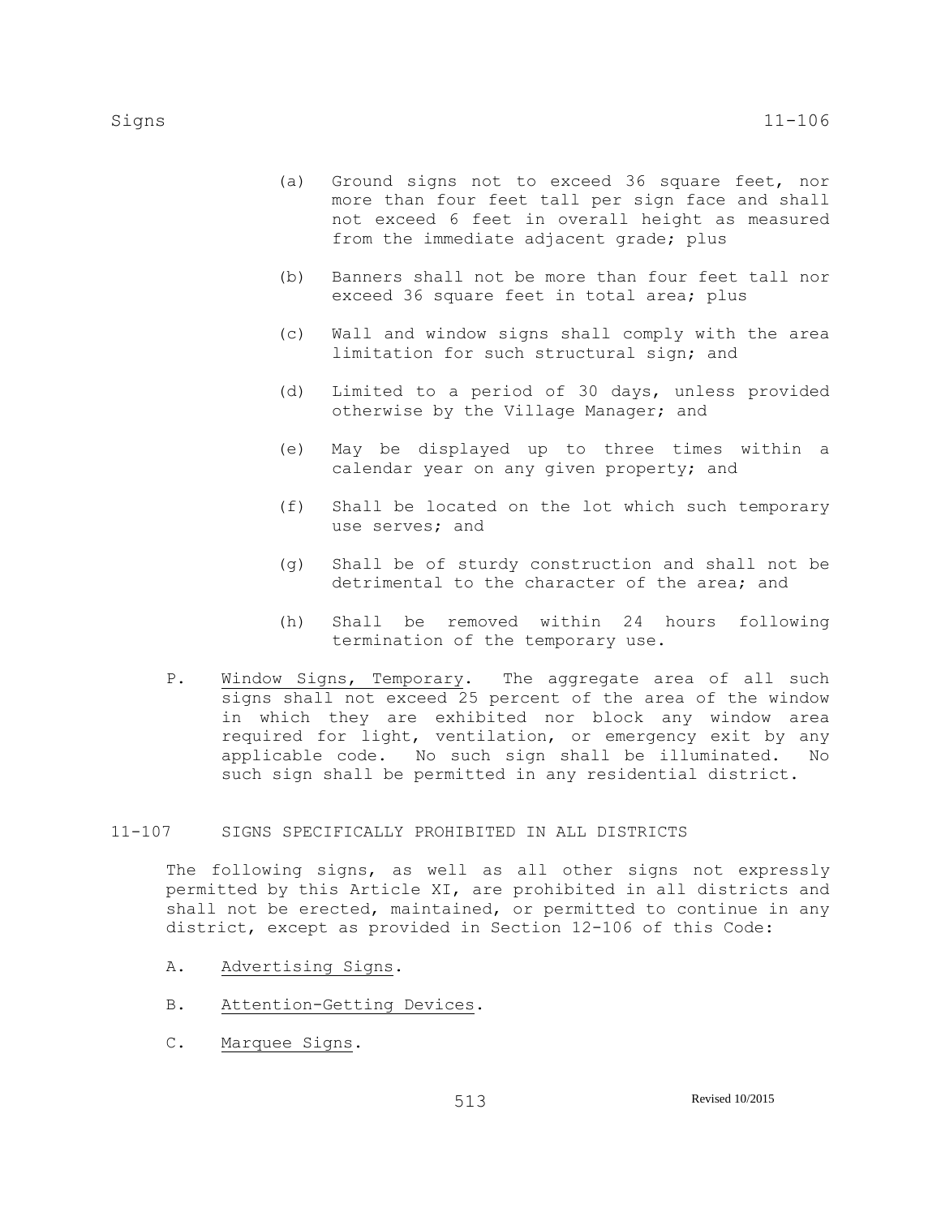(a) Ground signs not to exceed 36 square feet, nor more than four feet tall per sign face and shall not exceed 6 feet in overall height as measured from the immediate adjacent grade; plus

(b) Banners shall not be more than four feet tall nor exceed 36 square feet in total area; plus

(c) Wall and window signs shall comply with the area limitation for such structural sign; and

(d) Limited to a period of 30 days, unless provided otherwise by the Village Manager; and

(e) May be displayed up to three times within a calendar year on any given property; and

(f) Shall be located on the lot which such temporary use serves; and

(g) Shall be of sturdy construction and shall not be detrimental to the character of the area; and

(h) Shall be removed within 24 hours following termination of the temporary use.

P. Window Signs, Temporary. The aggregate area of all such signs shall not exceed 25 percent of the area of the window in which they are exhibited nor block any window area required for light, ventilation, or emergency exit by any applicable code. No such sign shall be illuminated. No such sign shall be permitted in any residential district.

## 11-107 SIGNS SPECIFICALLY PROHIBITED IN ALL DISTRICTS

The following signs, as well as all other signs not expressly permitted by this Article XI, are prohibited in all districts and shall not be erected, maintained, or permitted to continue in any district, except as provided in Section 12-106 of this Code:

A. Advertising Signs.

B. Attention-Getting Devices.

C. Marquee Signs.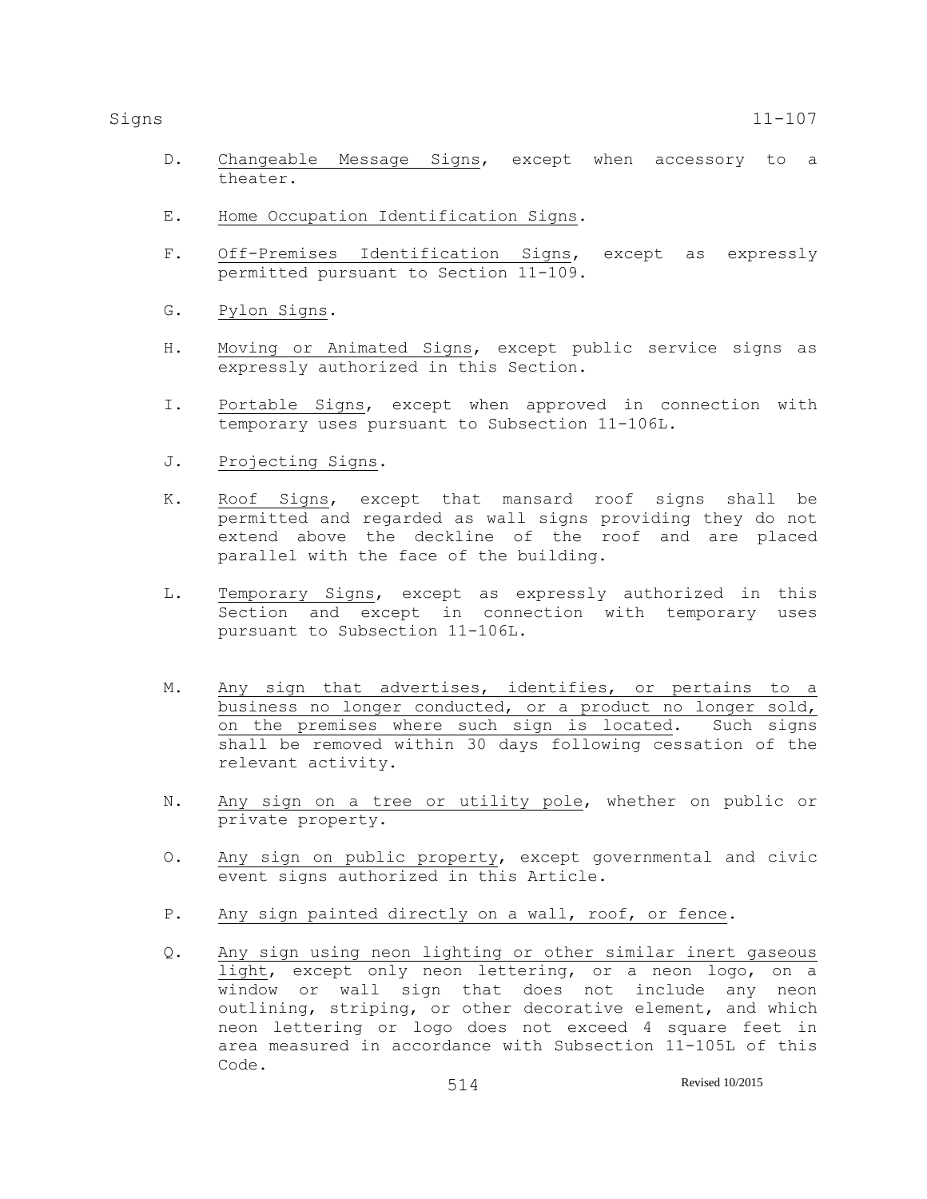D. Changeable Message Signs, except when accessory to a theater.

E. Home Occupation Identification Signs.

F. Off-Premises Identification Signs, except as expressly permitted pursuant to Section 11-109.

G. Pylon Signs.

H. Moving or Animated Signs, except public service signs as expressly authorized in this Section.

I. Portable Signs, except when approved in connection with temporary uses pursuant to Subsection 11-106L.

J. Projecting Signs.

K. Roof Signs, except that mansard roof signs shall be permitted and regarded as wall signs providing they do not extend above the deckline of the roof and are placed parallel with the face of the building.

L. Temporary Signs, except as expressly authorized in this Section and except in connection with temporary uses pursuant to Subsection 11-106L.

M. Any sign that advertises, identifies, or pertains to a business no longer conducted, or a product no longer sold, on the premises where such sign is located. Such signs shall be removed within 30 days following cessation of the relevant activity.

N. Any sign on a tree or utility pole, whether on public or private property.

O. Any sign on public property, except governmental and civic event signs authorized in this Article.

P. Any sign painted directly on a wall, roof, or fence.

Q. Any sign using neon lighting or other similar inert gaseous light, except only neon lettering, or a neon logo, on a window or wall sign that does not include any neon outlining, striping, or other decorative element, and which neon lettering or logo does not exceed 4 square feet in area measured in accordance with Subsection 11-105L of this Code.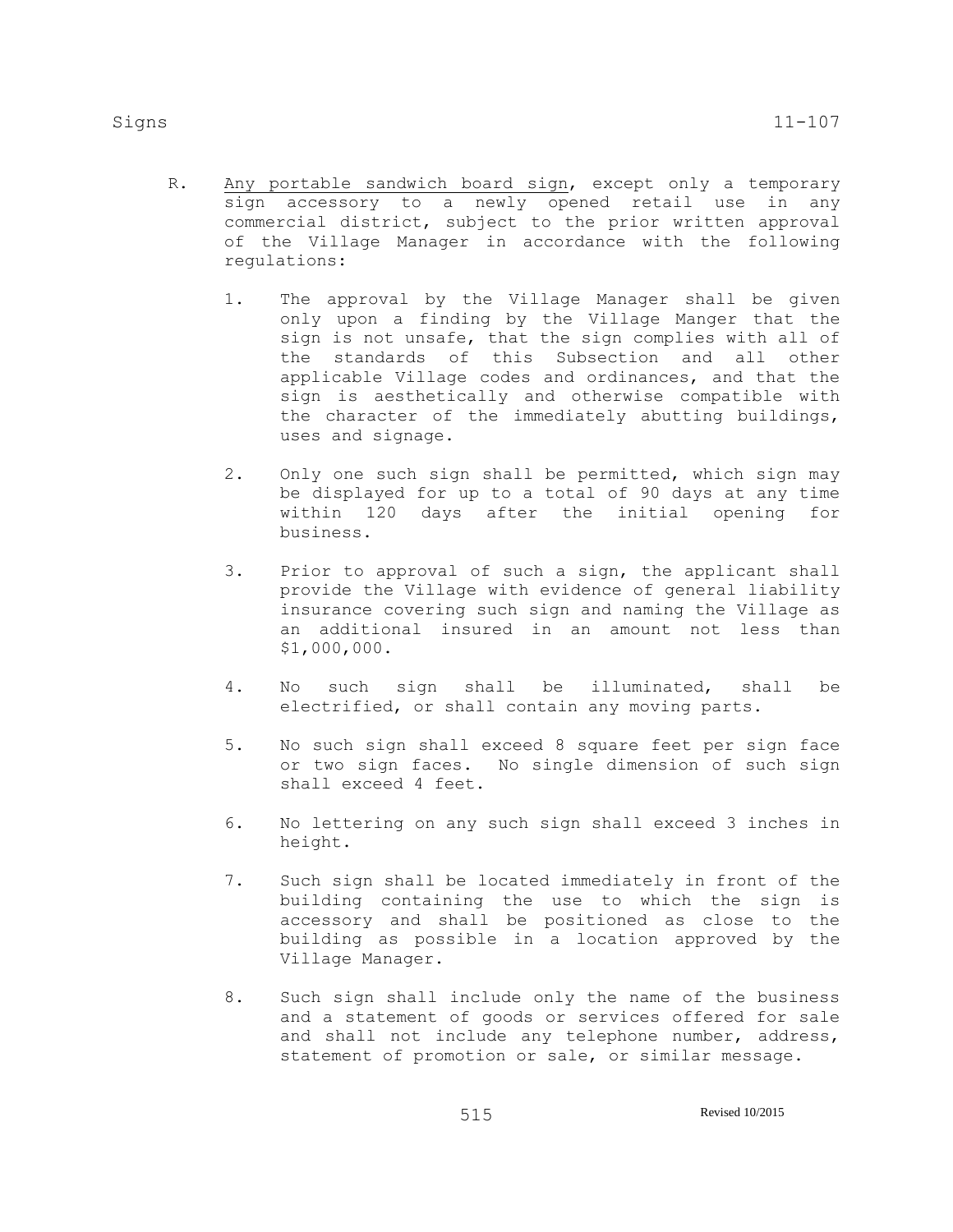R. Any portable sandwich board sign, except only a temporary sign accessory to a newly opened retail use in any commercial district, subject to the prior written approval of the Village Manager in accordance with the following regulations:

   1. The approval by the Village Manager shall be given only upon a finding by the Village Manger that the sign is not unsafe, that the sign complies with all of the standards of this Subsection and all other applicable Village codes and ordinances, and that the sign is aesthetically and otherwise compatible with the character of the immediately abutting buildings, uses and signage.

   2. Only one such sign shall be permitted, which sign may be displayed for up to a total of 90 days at any time within 120 days after the initial opening for business.

   3. Prior to approval of such a sign, the applicant shall provide the Village with evidence of general liability insurance covering such sign and naming the Village as an additional insured in an amount not less than $1,000,000.

   4. No such sign shall be illuminated, shall be electrified, or shall contain any moving parts.

   5. No such sign shall exceed 8 square feet per sign face or two sign faces. No single dimension of such sign shall exceed 4 feet.

   6. No lettering on any such sign shall exceed 3 inches in height.

   7. Such sign shall be located immediately in front of the building containing the use to which the sign is accessory and shall be positioned as close to the building as possible in a location approved by the Village Manager.

   8. Such sign shall include only the name of the business and a statement of goods or services offered for sale and shall not include any telephone number, address, statement of promotion or sale, or similar message.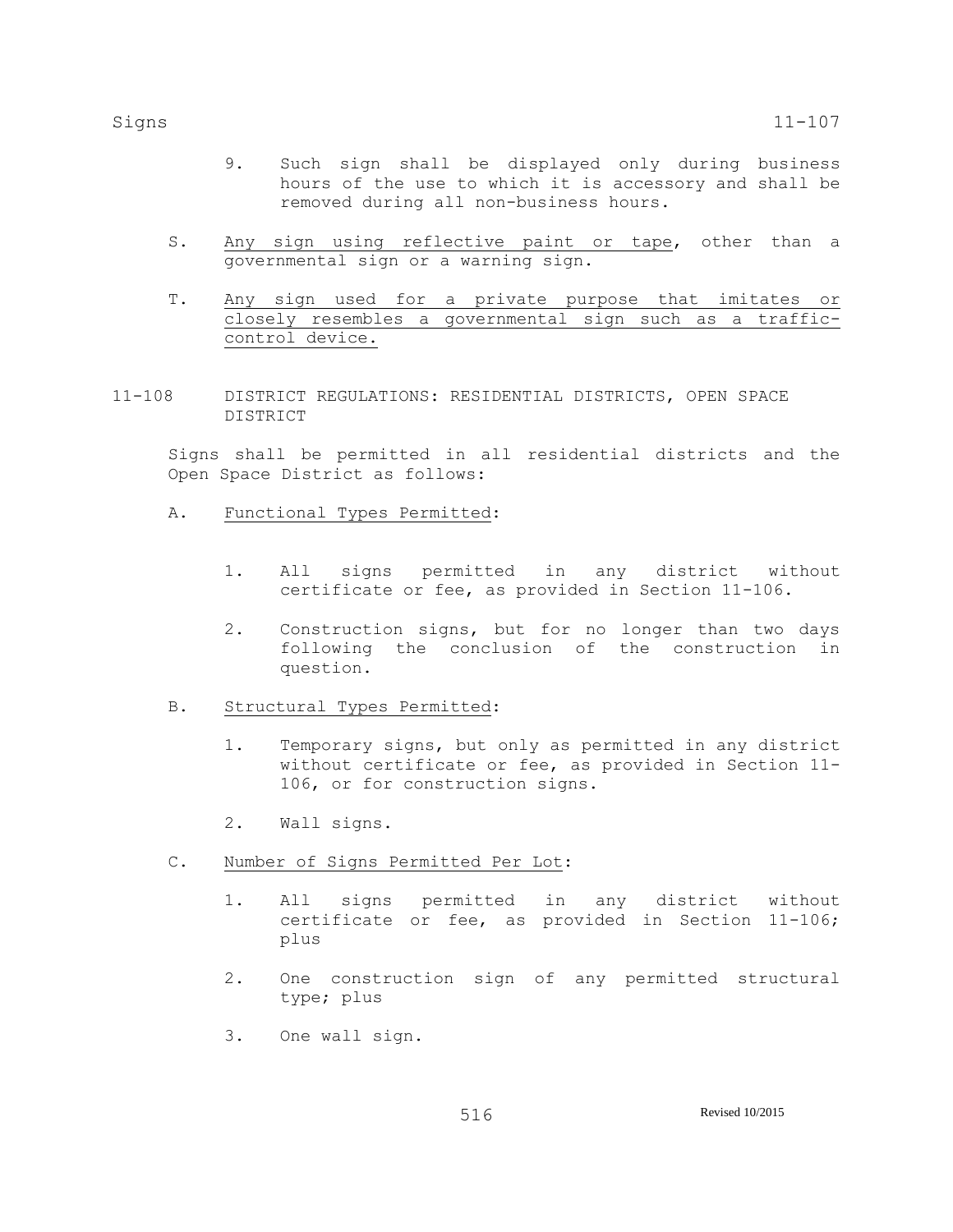9. Such sign shall be displayed only during business hours of the use to which it is accessory and shall be removed during all non-business hours.

S. Any sign using reflective paint or tape, other than a governmental sign or a warning sign.

T. Any sign used for a private purpose that imitates or closely resembles a governmental sign such as a traffic-control device.

## 11-108 DISTRICT REGULATIONS: RESIDENTIAL DISTRICTS, OPEN SPACE DISTRICT

Signs shall be permitted in all residential districts and the Open Space District as follows:

A. Functional Types Permitted:

1. All signs permitted in any district without certificate or fee, as provided in Section 11-106.

2. Construction signs, but for no longer than two days following the conclusion of the construction in question.

B. Structural Types Permitted:

1. Temporary signs, but only as permitted in any district without certificate or fee, as provided in Section 11-106, or for construction signs.

2. Wall signs.

C. Number of Signs Permitted Per Lot:

1. All signs permitted in any district without certificate or fee, as provided in Section 11-106; plus

2. One construction sign of any permitted structural type; plus

3. One wall sign.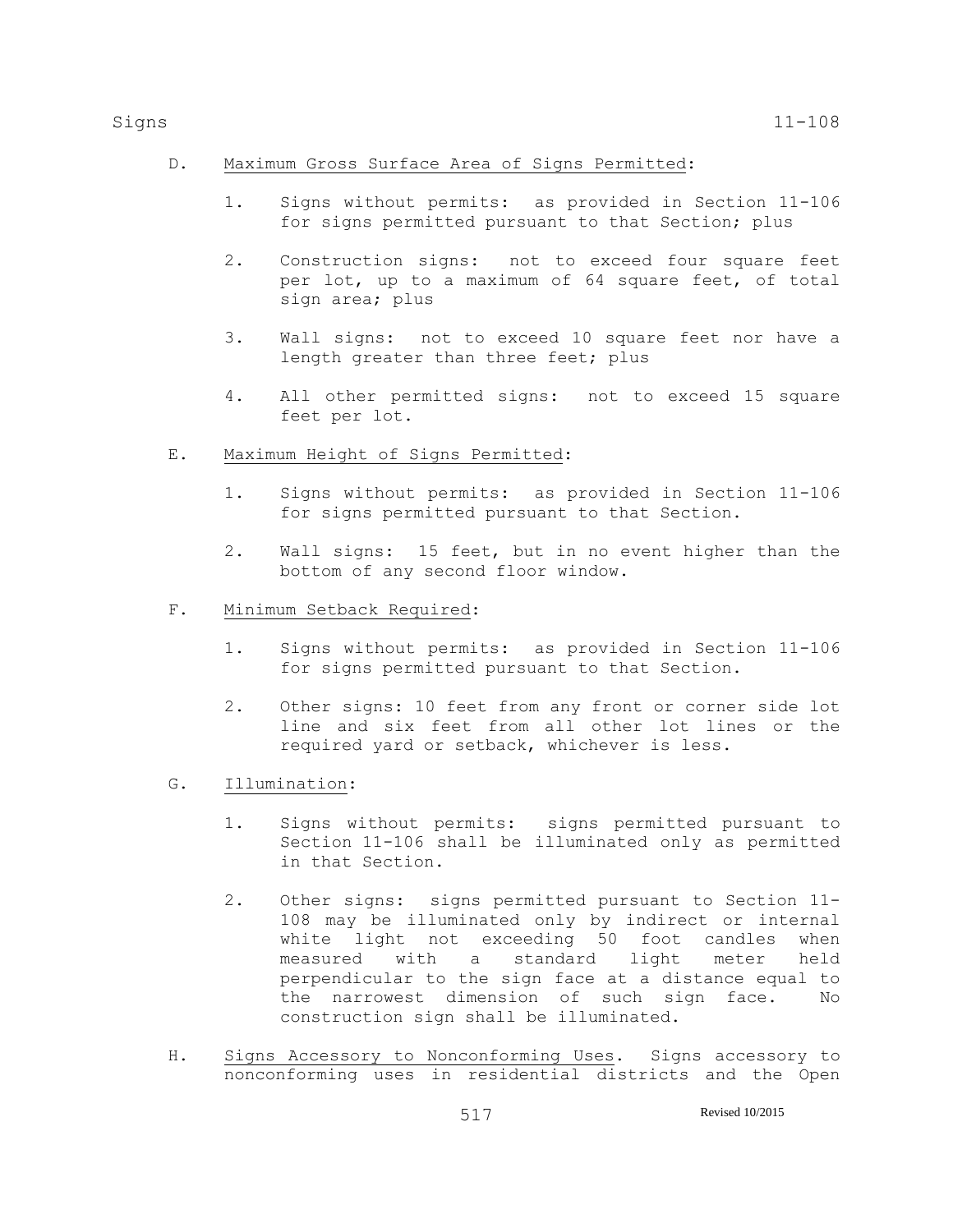D. Maximum Gross Surface Area of Signs Permitted:

1. Signs without permits: as provided in Section 11-106 for signs permitted pursuant to that Section; plus

2. Construction signs: not to exceed four square feet per lot, up to a maximum of 64 square feet, of total sign area; plus

3. Wall signs: not to exceed 10 square feet nor have a length greater than three feet; plus

4. All other permitted signs: not to exceed 15 square feet per lot.

E. Maximum Height of Signs Permitted:

1. Signs without permits: as provided in Section 11-106 for signs permitted pursuant to that Section.

2. Wall signs: 15 feet, but in no event higher than the bottom of any second floor window.

F. Minimum Setback Required:

1. Signs without permits: as provided in Section 11-106 for signs permitted pursuant to that Section.

2. Other signs: 10 feet from any front or corner side lot line and six feet from all other lot lines or the required yard or setback, whichever is less.

G. Illumination:

1. Signs without permits: signs permitted pursuant to Section 11-106 shall be illuminated only as permitted in that Section.

2. Other signs: signs permitted pursuant to Section 11-108 may be illuminated only by indirect or internal white light not exceeding 50 foot candles when measured with a standard light meter held perpendicular to the sign face at a distance equal to the narrowest dimension of such sign face. No construction sign shall be illuminated.

H. Signs Accessory to Nonconforming Uses. Signs accessory to nonconforming uses in residential districts and the Open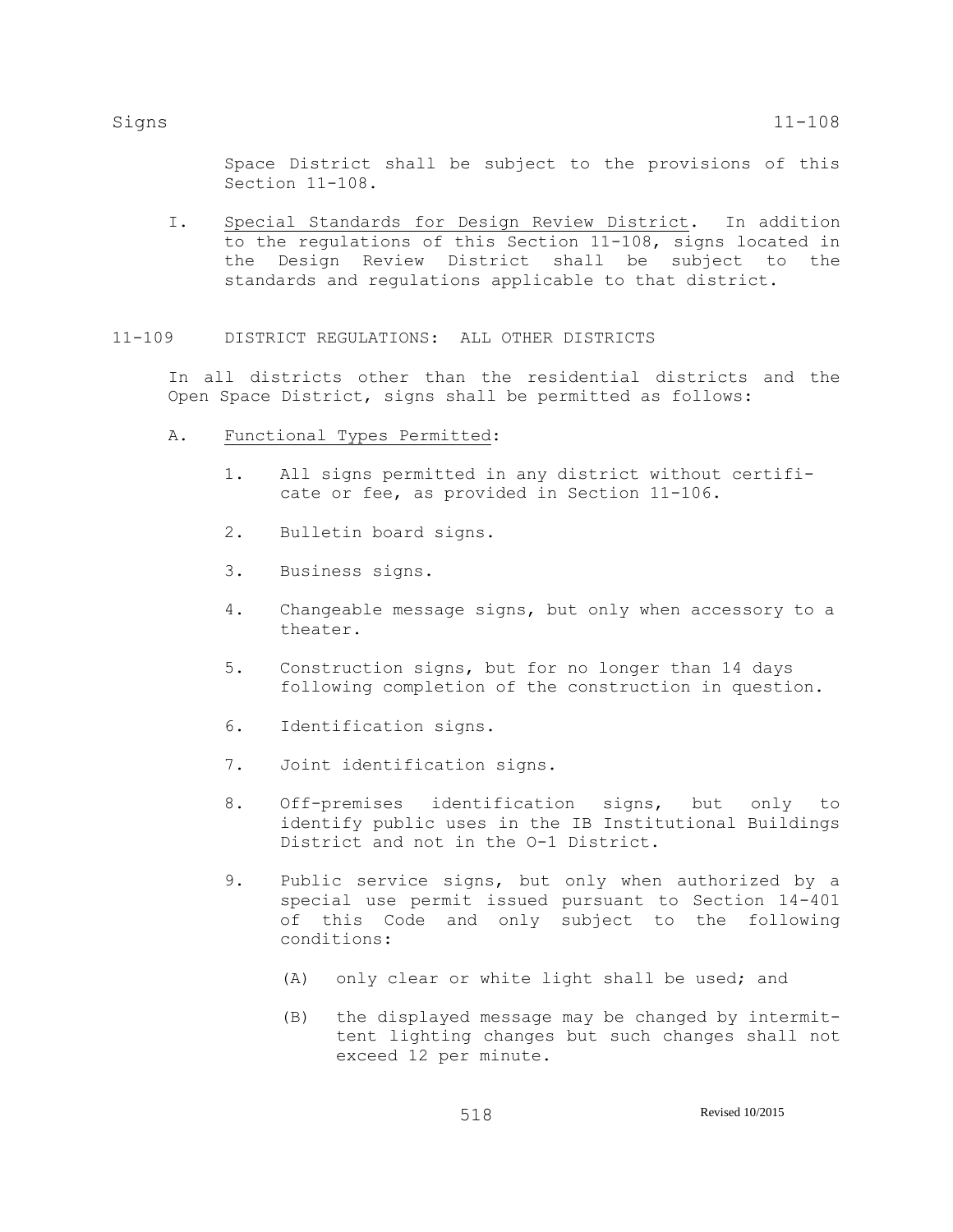Space District shall be subject to the provisions of this Section 11-108.

I. Special Standards for Design Review District. In addition to the regulations of this Section 11-108, signs located in the Design Review District shall be subject to the standards and regulations applicable to that district.

## 11-109 DISTRICT REGULATIONS: ALL OTHER DISTRICTS

In all districts other than the residential districts and the Open Space District, signs shall be permitted as follows:

A. Functional Types Permitted:

1. All signs permitted in any district without certificate or fee, as provided in Section 11-106.

2. Bulletin board signs.

3. Business signs.

4. Changeable message signs, but only when accessory to a theater.

5. Construction signs, but for no longer than 14 days following completion of the construction in question.

6. Identification signs.

7. Joint identification signs.

8. Off-premises identification signs, but only to identify public uses in the IB Institutional Buildings District and not in the O-1 District.

9. Public service signs, but only when authorized by a special use permit issued pursuant to Section 14-401 of this Code and only subject to the following conditions:

   (A) only clear or white light shall be used; and

   (B) the displayed message may be changed by intermittent lighting changes but such changes shall not exceed 12 per minute.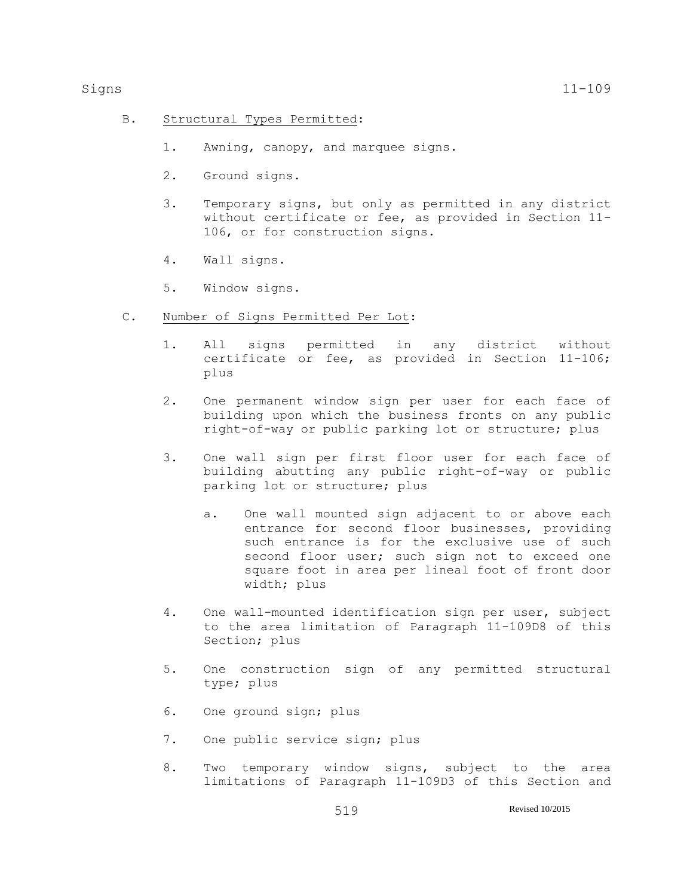B. Structural Types Permitted:

1. Awning, canopy, and marquee signs.

2. Ground signs.

3. Temporary signs, but only as permitted in any district without certificate or fee, as provided in Section 11-106, or for construction signs.

4. Wall signs.

5. Window signs.

C. Number of Signs Permitted Per Lot:

1. All signs permitted in any district without certificate or fee, as provided in Section 11-106; plus

2. One permanent window sign per user for each face of building upon which the business fronts on any public right-of-way or public parking lot or structure; plus

3. One wall sign per first floor user for each face of building abutting any public right-of-way or public parking lot or structure; plus

   a. One wall mounted sign adjacent to or above each entrance for second floor businesses, providing such entrance is for the exclusive use of such second floor user; such sign not to exceed one square foot in area per lineal foot of front door width; plus

4. One wall-mounted identification sign per user, subject to the area limitation of Paragraph 11-109D8 of this Section; plus

5. One construction sign of any permitted structural type; plus

6. One ground sign; plus

7. One public service sign; plus

8. Two temporary window signs, subject to the area limitations of Paragraph 11-109D3 of this Section and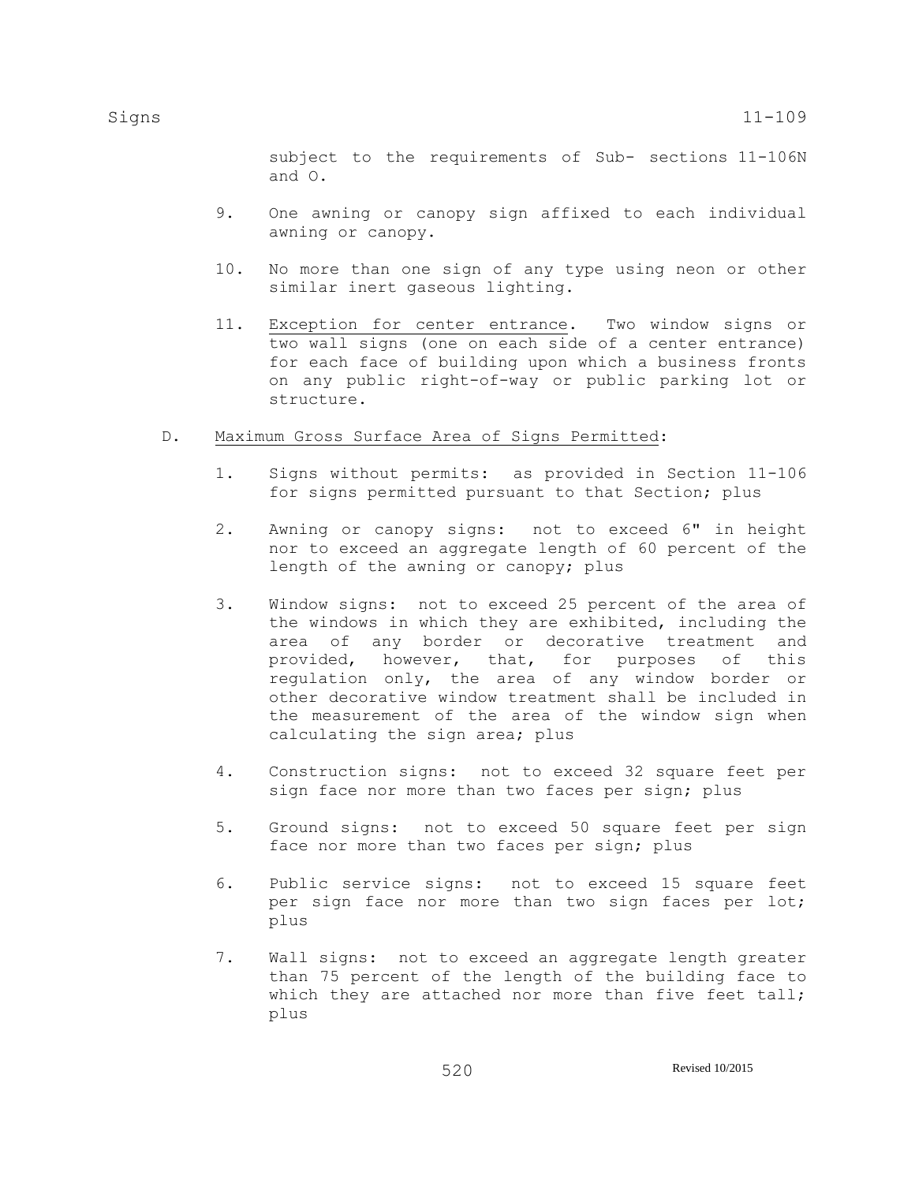subject to the requirements of Sub- sections 11-106N and O.

9. One awning or canopy sign affixed to each individual awning or canopy.

10. No more than one sign of any type using neon or other similar inert gaseous lighting.

11. <u>Exception for center entrance</u>. Two window signs or two wall signs (one on each side of a center entrance) for each face of building upon which a business fronts on any public right-of-way or public parking lot or structure.

D. <u>Maximum Gross Surface Area of Signs Permitted</u>:

1. Signs without permits: as provided in Section 11-106 for signs permitted pursuant to that Section; plus

2. Awning or canopy signs: not to exceed 6" in height nor to exceed an aggregate length of 60 percent of the length of the awning or canopy; plus

3. Window signs: not to exceed 25 percent of the area of the windows in which they are exhibited, including the area of any border or decorative treatment and provided, however, that, for purposes of this regulation only, the area of any window border or other decorative window treatment shall be included in the measurement of the area of the window sign when calculating the sign area; plus

4. Construction signs: not to exceed 32 square feet per sign face nor more than two faces per sign; plus

5. Ground signs: not to exceed 50 square feet per sign face nor more than two faces per sign; plus

6. Public service signs: not to exceed 15 square feet per sign face nor more than two sign faces per lot; plus

7. Wall signs: not to exceed an aggregate length greater than 75 percent of the length of the building face to which they are attached nor more than five feet tall; plus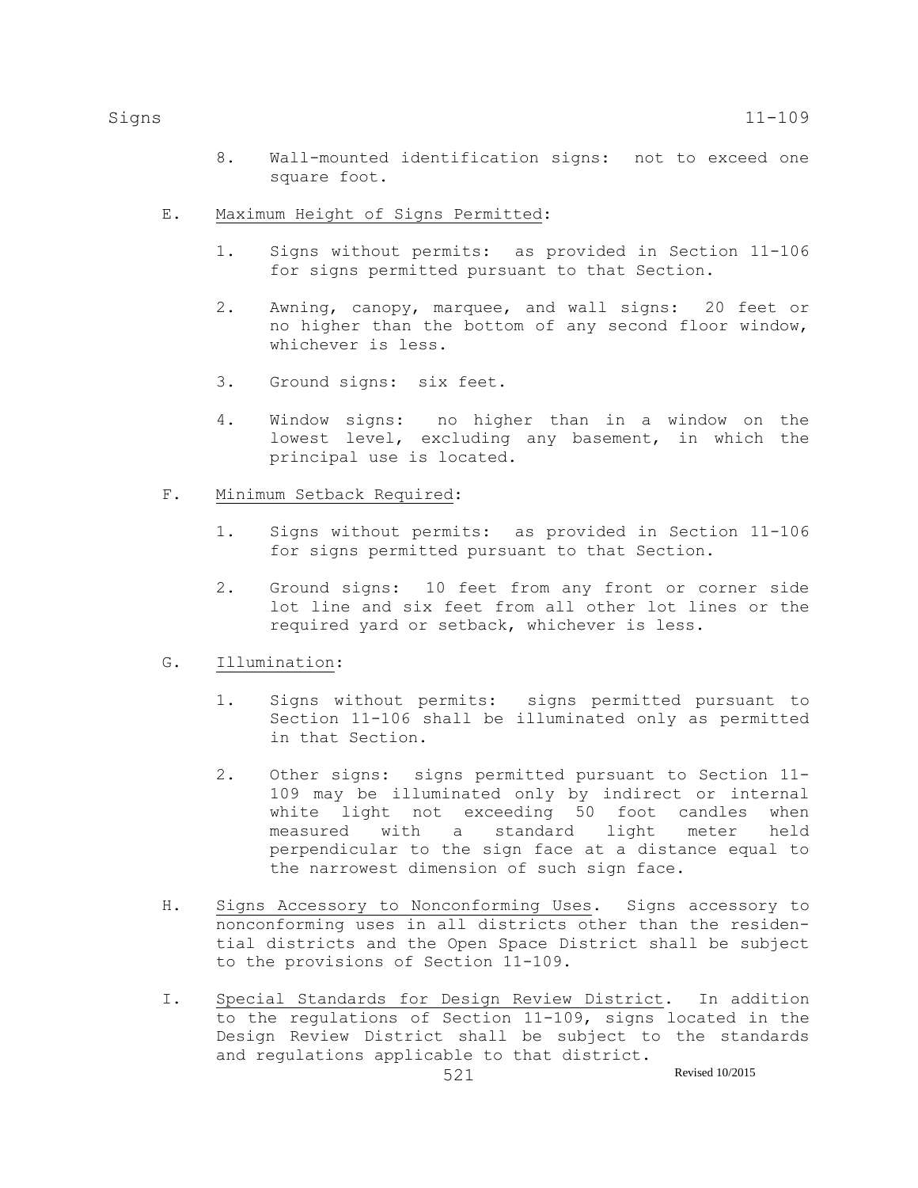8. Wall-mounted identification signs: not to exceed one square foot.

E. Maximum Height of Signs Permitted:

1. Signs without permits: as provided in Section 11-106 for signs permitted pursuant to that Section.

2. Awning, canopy, marquee, and wall signs: 20 feet or no higher than the bottom of any second floor window, whichever is less.

3. Ground signs: six feet.

4. Window signs: no higher than in a window on the lowest level, excluding any basement, in which the principal use is located.

F. Minimum Setback Required:

1. Signs without permits: as provided in Section 11-106 for signs permitted pursuant to that Section.

2. Ground signs: 10 feet from any front or corner side lot line and six feet from all other lot lines or the required yard or setback, whichever is less.

G. Illumination:

1. Signs without permits: signs permitted pursuant to Section 11-106 shall be illuminated only as permitted in that Section.

2. Other signs: signs permitted pursuant to Section 11-109 may be illuminated only by indirect or internal white light not exceeding 50 foot candles when measured with a standard light meter held perpendicular to the sign face at a distance equal to the narrowest dimension of such sign face.

H. Signs Accessory to Nonconforming Uses. Signs accessory to nonconforming uses in all districts other than the residential districts and the Open Space District shall be subject to the provisions of Section 11-109.

I. Special Standards for Design Review District. In addition to the regulations of Section 11-109, signs located in the Design Review District shall be subject to the standards and regulations applicable to that district.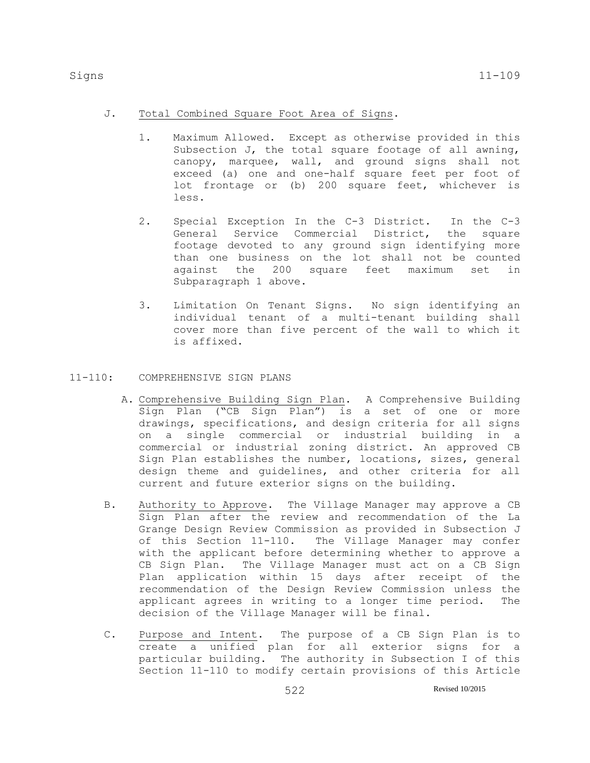J. Total Combined Square Foot Area of Signs.

1. Maximum Allowed. Except as otherwise provided in this Subsection J, the total square footage of all awning, canopy, marquee, wall, and ground signs shall not exceed (a) one and one-half square feet per foot of lot frontage or (b) 200 square feet, whichever is less.

2. Special Exception In the C-3 District. In the C-3 General Service Commercial District, the square footage devoted to any ground sign identifying more than one business on the lot shall not be counted against the 200 square feet maximum set in Subparagraph 1 above.

3. Limitation On Tenant Signs. No sign identifying an individual tenant of a multi-tenant building shall cover more than five percent of the wall to which it is affixed.

## 11-110: COMPREHENSIVE SIGN PLANS

A. Comprehensive Building Sign Plan. A Comprehensive Building Sign Plan ("CB Sign Plan") is a set of one or more drawings, specifications, and design criteria for all signs on a single commercial or industrial building in a commercial or industrial zoning district. An approved CB Sign Plan establishes the number, locations, sizes, general design theme and guidelines, and other criteria for all current and future exterior signs on the building.

B. Authority to Approve. The Village Manager may approve a CB Sign Plan after the review and recommendation of the La Grange Design Review Commission as provided in Subsection J of this Section 11-110. The Village Manager may confer with the applicant before determining whether to approve a CB Sign Plan. The Village Manager must act on a CB Sign Plan application within 15 days after receipt of the recommendation of the Design Review Commission unless the applicant agrees in writing to a longer time period. The decision of the Village Manager will be final.

C. Purpose and Intent. The purpose of a CB Sign Plan is to create a unified plan for all exterior signs for a particular building. The authority in Subsection I of this Section 11-110 to modify certain provisions of this Article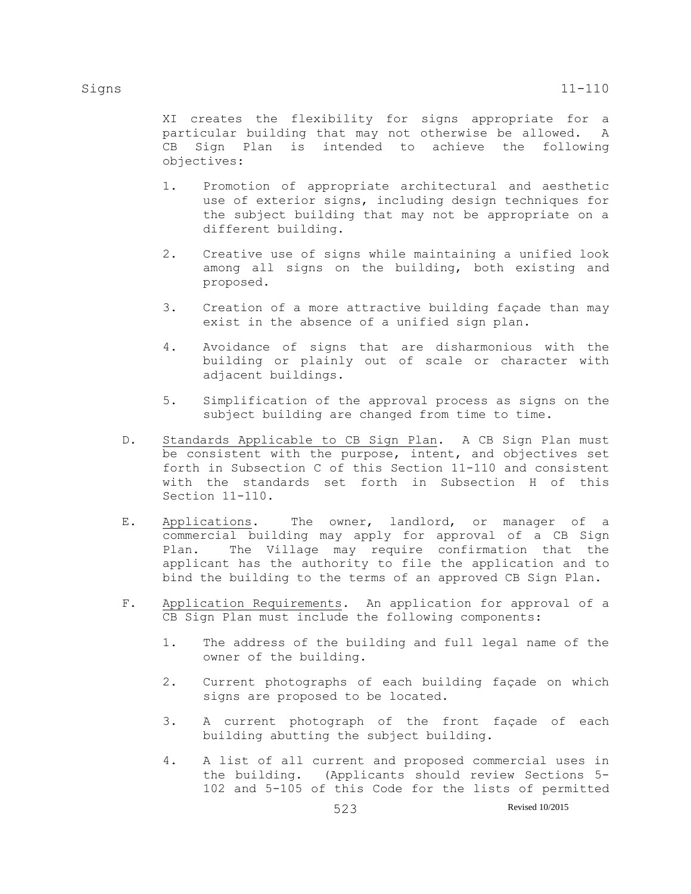XI creates the flexibility for signs appropriate for a particular building that may not otherwise be allowed. A CB Sign Plan is intended to achieve the following objectives:

1. Promotion of appropriate architectural and aesthetic use of exterior signs, including design techniques for the subject building that may not be appropriate on a different building.

2. Creative use of signs while maintaining a unified look among all signs on the building, both existing and proposed.

3. Creation of a more attractive building façade than may exist in the absence of a unified sign plan.

4. Avoidance of signs that are disharmonious with the building or plainly out of scale or character with adjacent buildings.

5. Simplification of the approval process as signs on the subject building are changed from time to time.

D. Standards Applicable to CB Sign Plan. A CB Sign Plan must be consistent with the purpose, intent, and objectives set forth in Subsection C of this Section 11-110 and consistent with the standards set forth in Subsection H of this Section 11-110.

E. Applications. The owner, landlord, or manager of a commercial building may apply for approval of a CB Sign Plan. The Village may require confirmation that the applicant has the authority to file the application and to bind the building to the terms of an approved CB Sign Plan.

F. Application Requirements. An application for approval of a CB Sign Plan must include the following components:

1. The address of the building and full legal name of the owner of the building.

2. Current photographs of each building façade on which signs are proposed to be located.

3. A current photograph of the front façade of each building abutting the subject building.

4. A list of all current and proposed commercial uses in the building. (Applicants should review Sections 5-102 and 5-105 of this Code for the lists of permitted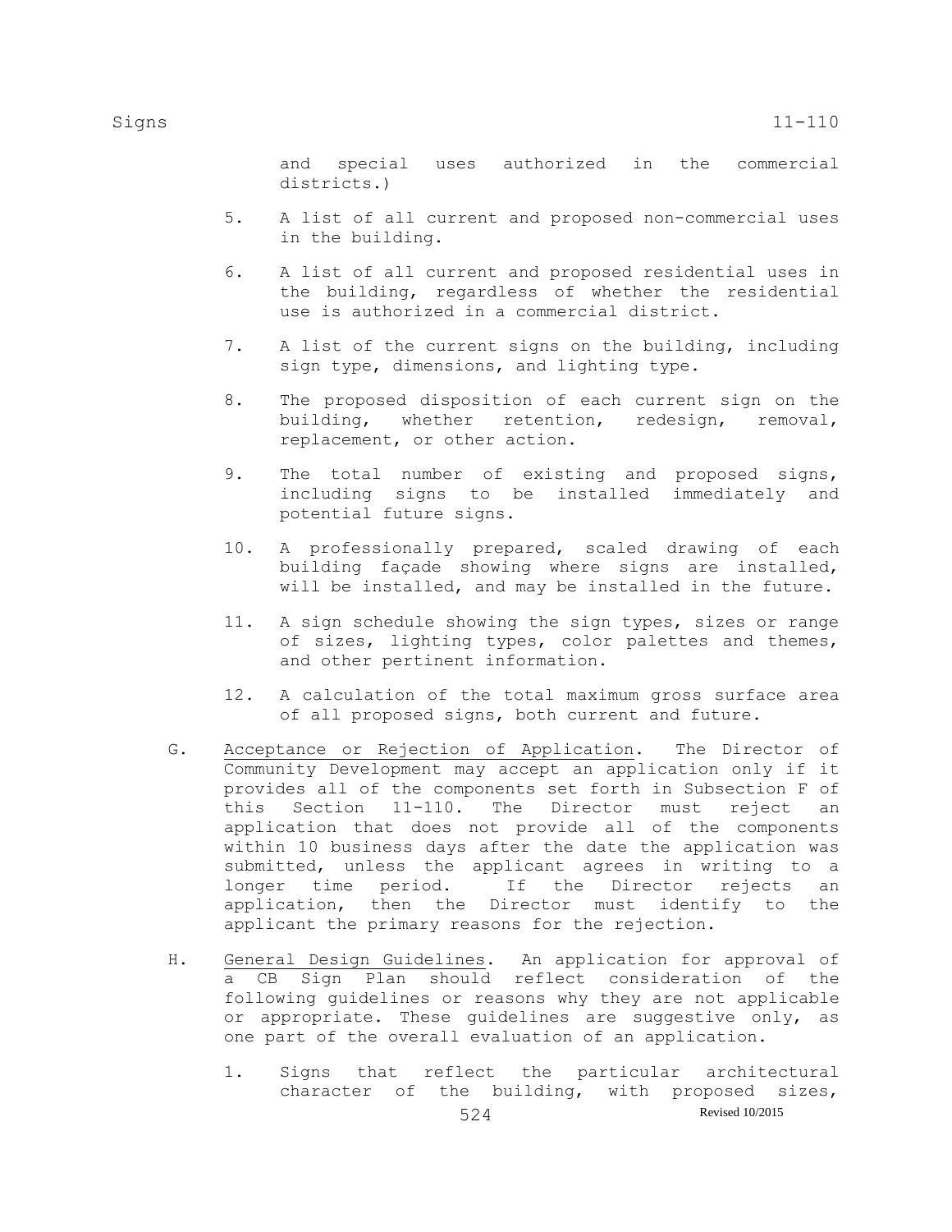and special uses authorized in the commercial districts.)

5. A list of all current and proposed non-commercial uses in the building.

6. A list of all current and proposed residential uses in the building, regardless of whether the residential use is authorized in a commercial district.

7. A list of the current signs on the building, including sign type, dimensions, and lighting type.

8. The proposed disposition of each current sign on the building, whether retention, redesign, removal, replacement, or other action.

9. The total number of existing and proposed signs, including signs to be installed immediately and potential future signs.

10. A professionally prepared, scaled drawing of each building façade showing where signs are installed, will be installed, and may be installed in the future.

11. A sign schedule showing the sign types, sizes or range of sizes, lighting types, color palettes and themes, and other pertinent information.

12. A calculation of the total maximum gross surface area of all proposed signs, both current and future.

G. Acceptance or Rejection of Application. The Director of Community Development may accept an application only if it provides all of the components set forth in Subsection F of this Section 11-110. The Director must reject an application that does not provide all of the components within 10 business days after the date the application was submitted, unless the applicant agrees in writing to a longer time period. If the Director rejects an application, then the Director must identify to the applicant the primary reasons for the rejection.

H. General Design Guidelines. An application for approval of a CB Sign Plan should reflect consideration of the following guidelines or reasons why they are not applicable or appropriate. These guidelines are suggestive only, as one part of the overall evaluation of an application.

1. Signs that reflect the particular architectural character of the building, with proposed sizes,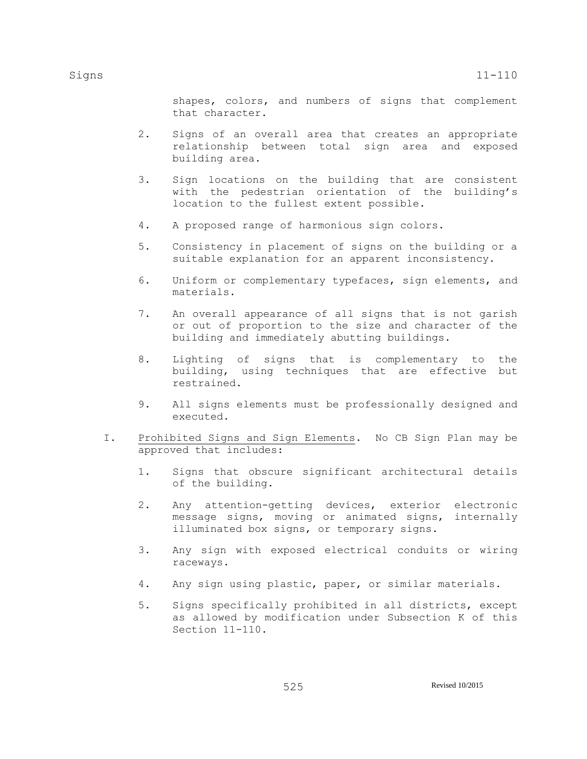shapes, colors, and numbers of signs that complement that character.

2. Signs of an overall area that creates an appropriate relationship between total sign area and exposed building area.

3. Sign locations on the building that are consistent with the pedestrian orientation of the building's location to the fullest extent possible.

4. A proposed range of harmonious sign colors.

5. Consistency in placement of signs on the building or a suitable explanation for an apparent inconsistency.

6. Uniform or complementary typefaces, sign elements, and materials.

7. An overall appearance of all signs that is not garish or out of proportion to the size and character of the building and immediately abutting buildings.

8. Lighting of signs that is complementary to the building, using techniques that are effective but restrained.

9. All signs elements must be professionally designed and executed.

I. Prohibited Signs and Sign Elements. No CB Sign Plan may be approved that includes:

1. Signs that obscure significant architectural details of the building.

2. Any attention-getting devices, exterior electronic message signs, moving or animated signs, internally illuminated box signs, or temporary signs.

3. Any sign with exposed electrical conduits or wiring raceways.

4. Any sign using plastic, paper, or similar materials.

5. Signs specifically prohibited in all districts, except as allowed by modification under Subsection K of this Section 11-110.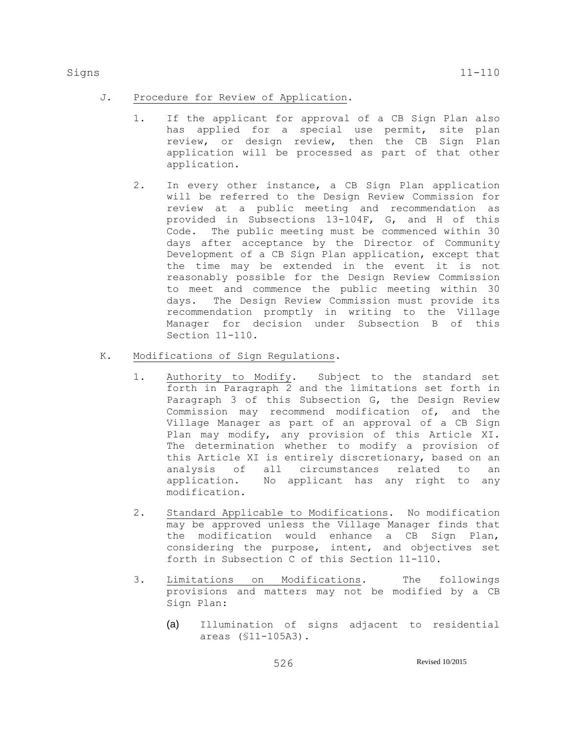J. Procedure for Review of Application.

1. If the applicant for approval of a CB Sign Plan also has applied for a special use permit, site plan review, or design review, then the CB Sign Plan application will be processed as part of that other application.

2. In every other instance, a CB Sign Plan application will be referred to the Design Review Commission for review at a public meeting and recommendation as provided in Subsections 13-104F, G, and H of this Code. The public meeting must be commenced within 30 days after acceptance by the Director of Community Development of a CB Sign Plan application, except that the time may be extended in the event it is not reasonably possible for the Design Review Commission to meet and commence the public meeting within 30 days. The Design Review Commission must provide its recommendation promptly in writing to the Village Manager for decision under Subsection B of this Section 11-110.

K. Modifications of Sign Regulations.

1. Authority to Modify. Subject to the standard set forth in Paragraph 2 and the limitations set forth in Paragraph 3 of this Subsection G, the Design Review Commission may recommend modification of, and the Village Manager as part of an approval of a CB Sign Plan may modify, any provision of this Article XI. The determination whether to modify a provision of this Article XI is entirely discretionary, based on an analysis of all circumstances related to an application. No applicant has any right to any modification.

2. Standard Applicable to Modifications. No modification may be approved unless the Village Manager finds that the modification would enhance a CB Sign Plan, considering the purpose, intent, and objectives set forth in Subsection C of this Section 11-110.

3. Limitations on Modifications. The followings provisions and matters may not be modified by a CB Sign Plan:

   (a) Illumination of signs adjacent to residential areas (§11-105A3).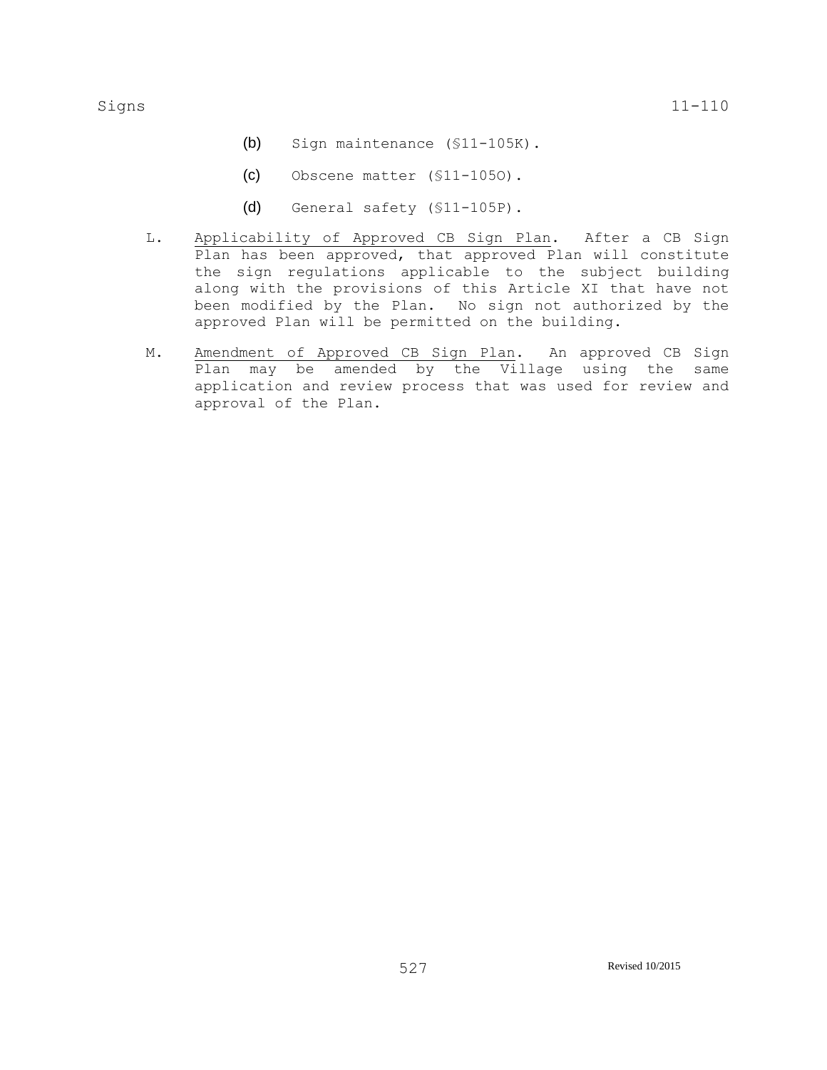(b) Sign maintenance (§11-105K).

(c) Obscene matter (§11-105O).

(d) General safety (§11-105P).

L. Applicability of Approved CB Sign Plan. After a CB Sign Plan has been approved, that approved Plan will constitute the sign regulations applicable to the subject building along with the provisions of this Article XI that have not been modified by the Plan. No sign not authorized by the approved Plan will be permitted on the building.

M. Amendment of Approved CB Sign Plan. An approved CB Sign Plan may be amended by the Village using the same application and review process that was used for review and approval of the Plan.